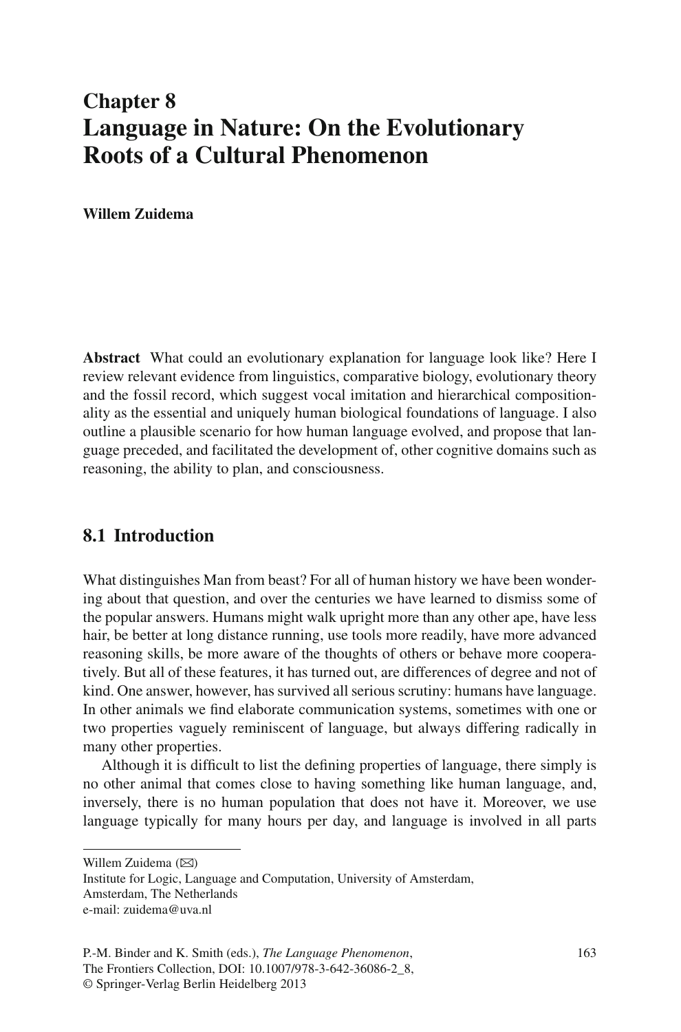# Chapter 8
# Language in Nature: On the Evolutionary Roots of a Cultural Phenomenon

**Willem Zuidema**

**Abstract** What could an evolutionary explanation for language look like? Here I review relevant evidence from linguistics, comparative biology, evolutionary theory and the fossil record, which suggest vocal imitation and hierarchical compositionality as the essential and uniquely human biological foundations of language. I also outline a plausible scenario for how human language evolved, and propose that language preceded, and facilitated the development of, other cognitive domains such as reasoning, the ability to plan, and consciousness.

## 8.1 Introduction

What distinguishes Man from beast? For all of human history we have been wondering about that question, and over the centuries we have learned to dismiss some of the popular answers. Humans might walk upright more than any other ape, have less hair, be better at long distance running, use tools more readily, have more advanced reasoning skills, be more aware of the thoughts of others or behave more cooperatively. But all of these features, it has turned out, are differences of degree and not of kind. One answer, however, has survived all serious scrutiny: humans have language. In other animals we find elaborate communication systems, sometimes with one or two properties vaguely reminiscent of language, but always differing radically in many other properties.

Although it is difficult to list the defining properties of language, there simply is no other animal that comes close to having something like human language, and, inversely, there is no human population that does not have it. Moreover, we use language typically for many hours per day, and language is involved in all parts

---

Willem Zuidema (✉)
Institute for Logic, Language and Computation, University of Amsterdam,
Amsterdam, The Netherlands
e-mail: zuidema@uva.nl

P.-M. Binder and K. Smith (eds.), *The Language Phenomenon*,
The Frontiers Collection, DOI: 10.1007/978-3-642-36086-2_8,
© Springer-Verlag Berlin Heidelberg 2013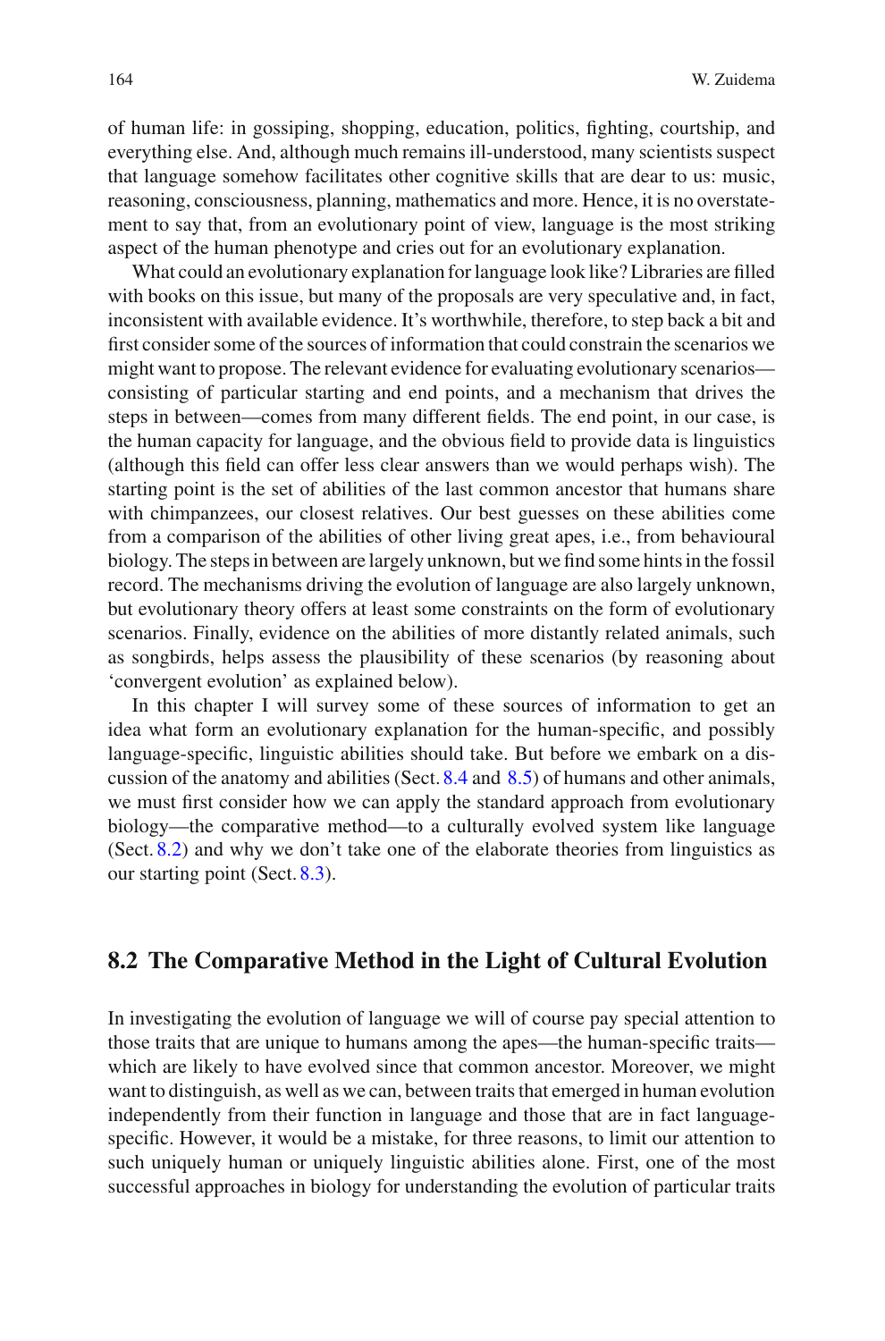of human life: in gossiping, shopping, education, politics, fighting, courtship, and everything else. And, although much remains ill-understood, many scientists suspect that language somehow facilitates other cognitive skills that are dear to us: music, reasoning, consciousness, planning, mathematics and more. Hence, it is no overstatement to say that, from an evolutionary point of view, language is the most striking aspect of the human phenotype and cries out for an evolutionary explanation.

What could an evolutionary explanation for language look like? Libraries are filled with books on this issue, but many of the proposals are very speculative and, in fact, inconsistent with available evidence. It's worthwhile, therefore, to step back a bit and first consider some of the sources of information that could constrain the scenarios we might want to propose. The relevant evidence for evaluating evolutionary scenarios—consisting of particular starting and end points, and a mechanism that drives the steps in between—comes from many different fields. The end point, in our case, is the human capacity for language, and the obvious field to provide data is linguistics (although this field can offer less clear answers than we would perhaps wish). The starting point is the set of abilities of the last common ancestor that humans share with chimpanzees, our closest relatives. Our best guesses on these abilities come from a comparison of the abilities of other living great apes, i.e., from behavioural biology. The steps in between are largely unknown, but we find some hints in the fossil record. The mechanisms driving the evolution of language are also largely unknown, but evolutionary theory offers at least some constraints on the form of evolutionary scenarios. Finally, evidence on the abilities of more distantly related animals, such as songbirds, helps assess the plausibility of these scenarios (by reasoning about 'convergent evolution' as explained below).

In this chapter I will survey some of these sources of information to get an idea what form an evolutionary explanation for the human-specific, and possibly language-specific, linguistic abilities should take. But before we embark on a discussion of the anatomy and abilities (Sect. 8.4 and 8.5) of humans and other animals, we must first consider how we can apply the standard approach from evolutionary biology—the comparative method—to a culturally evolved system like language (Sect. 8.2) and why we don't take one of the elaborate theories from linguistics as our starting point (Sect. 8.3).

## 8.2 The Comparative Method in the Light of Cultural Evolution

In investigating the evolution of language we will of course pay special attention to those traits that are unique to humans among the apes—the human-specific traits—which are likely to have evolved since that common ancestor. Moreover, we might want to distinguish, as well as we can, between traits that emerged in human evolution independently from their function in language and those that are in fact language-specific. However, it would be a mistake, for three reasons, to limit our attention to such uniquely human or uniquely linguistic abilities alone. First, one of the most successful approaches in biology for understanding the evolution of particular traits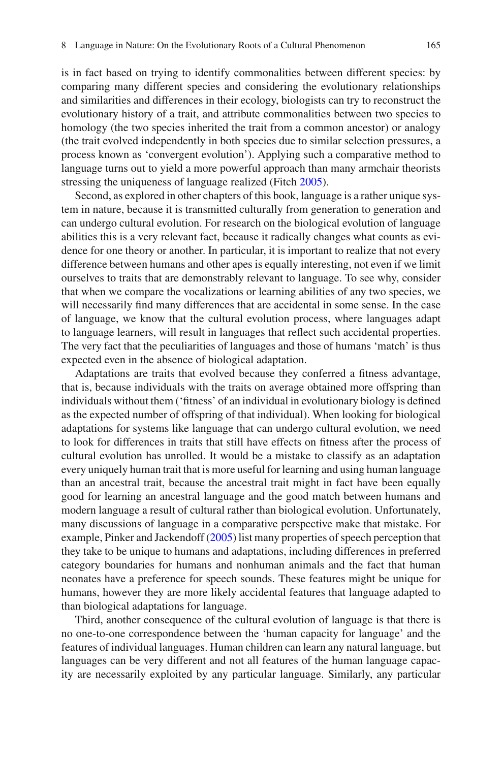is in fact based on trying to identify commonalities between different species: by comparing many different species and considering the evolutionary relationships and similarities and differences in their ecology, biologists can try to reconstruct the evolutionary history of a trait, and attribute commonalities between two species to homology (the two species inherited the trait from a common ancestor) or analogy (the trait evolved independently in both species due to similar selection pressures, a process known as 'convergent evolution'). Applying such a comparative method to language turns out to yield a more powerful approach than many armchair theorists stressing the uniqueness of language realized (Fitch 2005).

Second, as explored in other chapters of this book, language is a rather unique system in nature, because it is transmitted culturally from generation to generation and can undergo cultural evolution. For research on the biological evolution of language abilities this is a very relevant fact, because it radically changes what counts as evidence for one theory or another. In particular, it is important to realize that not every difference between humans and other apes is equally interesting, not even if we limit ourselves to traits that are demonstrably relevant to language. To see why, consider that when we compare the vocalizations or learning abilities of any two species, we will necessarily find many differences that are accidental in some sense. In the case of language, we know that the cultural evolution process, where languages adapt to language learners, will result in languages that reflect such accidental properties. The very fact that the peculiarities of languages and those of humans 'match' is thus expected even in the absence of biological adaptation.

Adaptations are traits that evolved because they conferred a fitness advantage, that is, because individuals with the traits on average obtained more offspring than individuals without them ('fitness' of an individual in evolutionary biology is defined as the expected number of offspring of that individual). When looking for biological adaptations for systems like language that can undergo cultural evolution, we need to look for differences in traits that still have effects on fitness after the process of cultural evolution has unrolled. It would be a mistake to classify as an adaptation every uniquely human trait that is more useful for learning and using human language than an ancestral trait, because the ancestral trait might in fact have been equally good for learning an ancestral language and the good match between humans and modern language a result of cultural rather than biological evolution. Unfortunately, many discussions of language in a comparative perspective make that mistake. For example, Pinker and Jackendoff (2005) list many properties of speech perception that they take to be unique to humans and adaptations, including differences in preferred category boundaries for humans and nonhuman animals and the fact that human neonates have a preference for speech sounds. These features might be unique for humans, however they are more likely accidental features that language adapted to than biological adaptations for language.

Third, another consequence of the cultural evolution of language is that there is no one-to-one correspondence between the 'human capacity for language' and the features of individual languages. Human children can learn any natural language, but languages can be very different and not all features of the human language capacity are necessarily exploited by any particular language. Similarly, any particular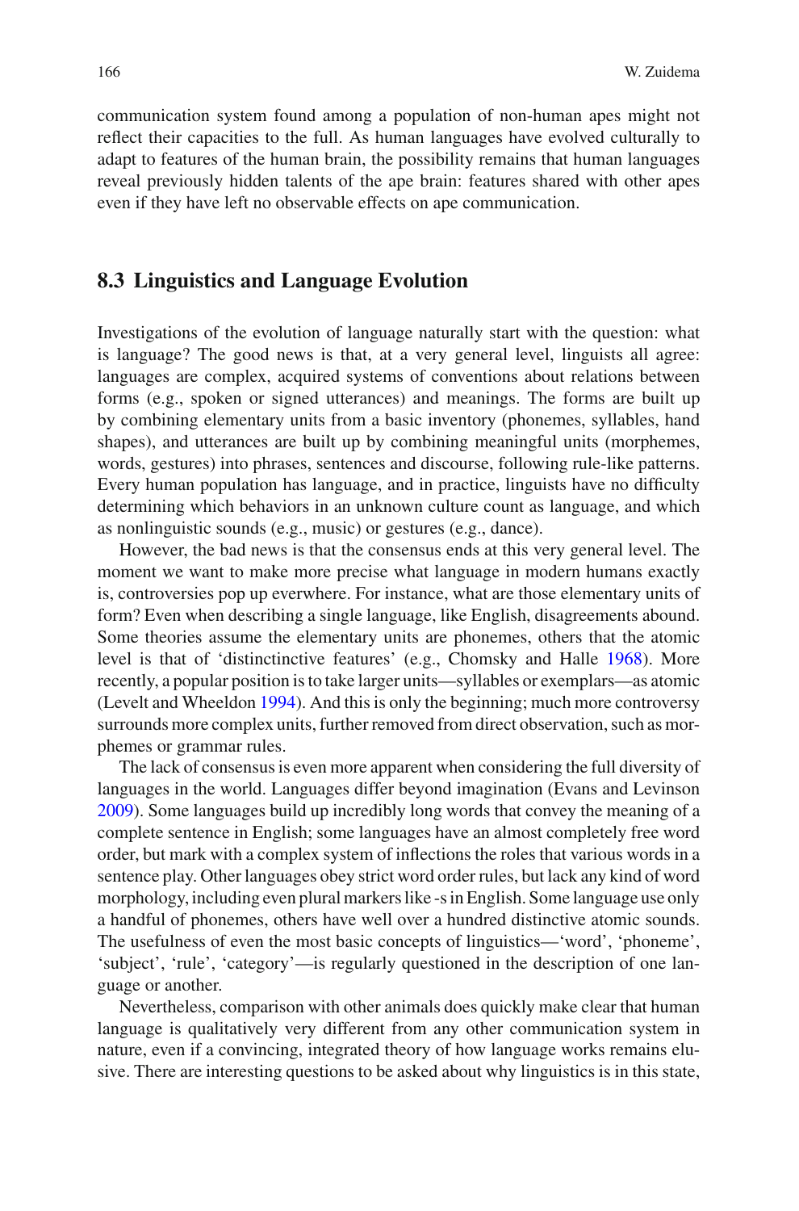communication system found among a population of non-human apes might not reflect their capacities to the full. As human languages have evolved culturally to adapt to features of the human brain, the possibility remains that human languages reveal previously hidden talents of the ape brain: features shared with other apes even if they have left no observable effects on ape communication.

## 8.3 Linguistics and Language Evolution

Investigations of the evolution of language naturally start with the question: what is language? The good news is that, at a very general level, linguists all agree: languages are complex, acquired systems of conventions about relations between forms (e.g., spoken or signed utterances) and meanings. The forms are built up by combining elementary units from a basic inventory (phonemes, syllables, hand shapes), and utterances are built up by combining meaningful units (morphemes, words, gestures) into phrases, sentences and discourse, following rule-like patterns. Every human population has language, and in practice, linguists have no difficulty determining which behaviors in an unknown culture count as language, and which as nonlinguistic sounds (e.g., music) or gestures (e.g., dance).

However, the bad news is that the consensus ends at this very general level. The moment we want to make more precise what language in modern humans exactly is, controversies pop up everwhere. For instance, what are those elementary units of form? Even when describing a single language, like English, disagreements abound. Some theories assume the elementary units are phonemes, others that the atomic level is that of 'distinctinctive features' (e.g., Chomsky and Halle 1968). More recently, a popular position is to take larger units—syllables or exemplars—as atomic (Levelt and Wheeldon 1994). And this is only the beginning; much more controversy surrounds more complex units, further removed from direct observation, such as morphemes or grammar rules.

The lack of consensus is even more apparent when considering the full diversity of languages in the world. Languages differ beyond imagination (Evans and Levinson 2009). Some languages build up incredibly long words that convey the meaning of a complete sentence in English; some languages have an almost completely free word order, but mark with a complex system of inflections the roles that various words in a sentence play. Other languages obey strict word order rules, but lack any kind of word morphology, including even plural markers like -s in English. Some language use only a handful of phonemes, others have well over a hundred distinctive atomic sounds. The usefulness of even the most basic concepts of linguistics—'word', 'phoneme', 'subject', 'rule', 'category'—is regularly questioned in the description of one language or another.

Nevertheless, comparison with other animals does quickly make clear that human language is qualitatively very different from any other communication system in nature, even if a convincing, integrated theory of how language works remains elusive. There are interesting questions to be asked about why linguistics is in this state,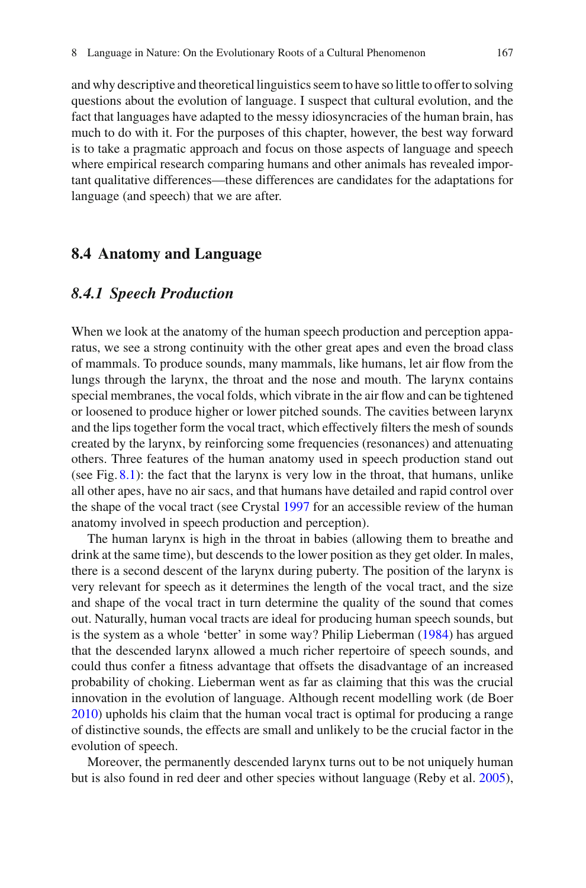and why descriptive and theoretical linguistics seem to have so little to offer to solving questions about the evolution of language. I suspect that cultural evolution, and the fact that languages have adapted to the messy idiosyncracies of the human brain, has much to do with it. For the purposes of this chapter, however, the best way forward is to take a pragmatic approach and focus on those aspects of language and speech where empirical research comparing humans and other animals has revealed important qualitative differences—these differences are candidates for the adaptations for language (and speech) that we are after.

## 8.4 Anatomy and Language

### *8.4.1 Speech Production*

When we look at the anatomy of the human speech production and perception apparatus, we see a strong continuity with the other great apes and even the broad class of mammals. To produce sounds, many mammals, like humans, let air flow from the lungs through the larynx, the throat and the nose and mouth. The larynx contains special membranes, the vocal folds, which vibrate in the air flow and can be tightened or loosened to produce higher or lower pitched sounds. The cavities between larynx and the lips together form the vocal tract, which effectively filters the mesh of sounds created by the larynx, by reinforcing some frequencies (resonances) and attenuating others. Three features of the human anatomy used in speech production stand out (see Fig. 8.1): the fact that the larynx is very low in the throat, that humans, unlike all other apes, have no air sacs, and that humans have detailed and rapid control over the shape of the vocal tract (see Crystal 1997 for an accessible review of the human anatomy involved in speech production and perception).

The human larynx is high in the throat in babies (allowing them to breathe and drink at the same time), but descends to the lower position as they get older. In males, there is a second descent of the larynx during puberty. The position of the larynx is very relevant for speech as it determines the length of the vocal tract, and the size and shape of the vocal tract in turn determine the quality of the sound that comes out. Naturally, human vocal tracts are ideal for producing human speech sounds, but is the system as a whole 'better' in some way? Philip Lieberman (1984) has argued that the descended larynx allowed a much richer repertoire of speech sounds, and could thus confer a fitness advantage that offsets the disadvantage of an increased probability of choking. Lieberman went as far as claiming that this was the crucial innovation in the evolution of language. Although recent modelling work (de Boer 2010) upholds his claim that the human vocal tract is optimal for producing a range of distinctive sounds, the effects are small and unlikely to be the crucial factor in the evolution of speech.

Moreover, the permanently descended larynx turns out to be not uniquely human but is also found in red deer and other species without language (Reby et al. 2005),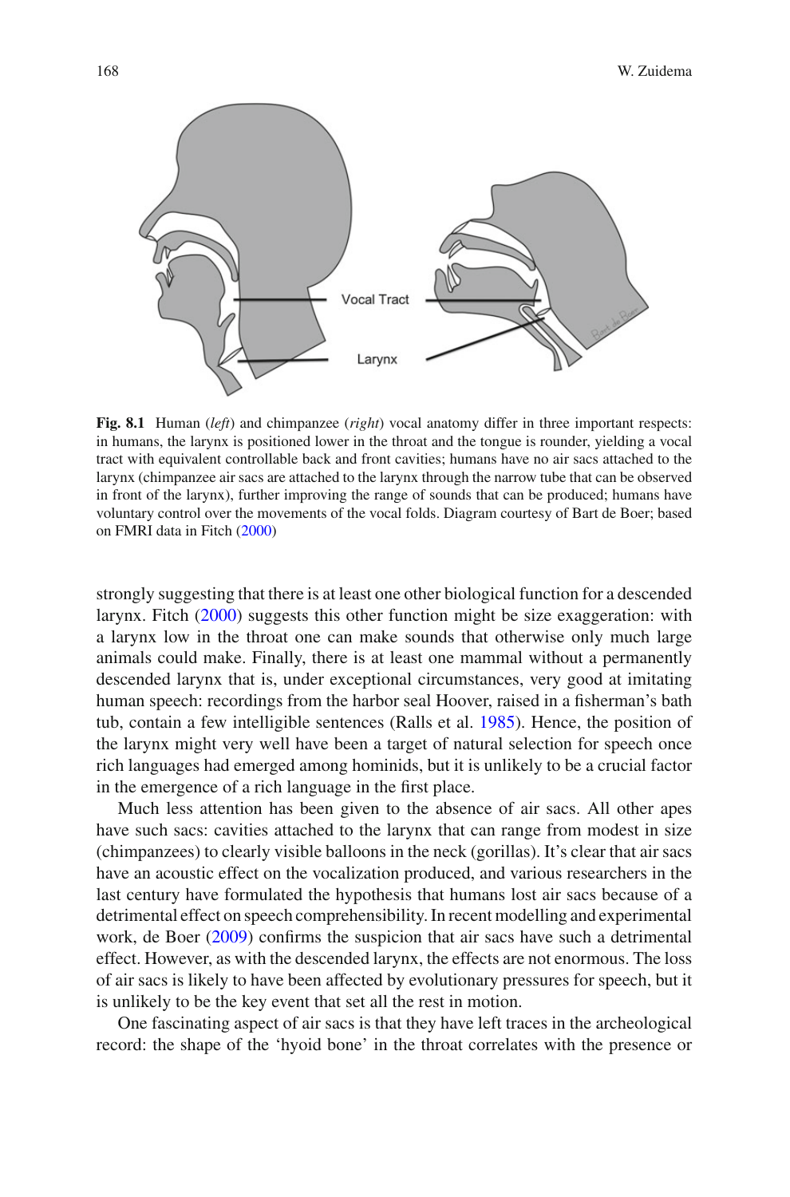**Fig. 8.1** Human (*left*) and chimpanzee (*right*) vocal anatomy differ in three important respects: in humans, the larynx is positioned lower in the throat and the tongue is rounder, yielding a vocal tract with equivalent controllable back and front cavities; humans have no air sacs attached to the larynx (chimpanzee air sacs are attached to the larynx through the narrow tube that can be observed in front of the larynx), further improving the range of sounds that can be produced; humans have voluntary control over the movements of the vocal folds. Diagram courtesy of Bart de Boer; based on FMRI data in Fitch (2000)

strongly suggesting that there is at least one other biological function for a descended larynx. Fitch (2000) suggests this other function might be size exaggeration: with a larynx low in the throat one can make sounds that otherwise only much large animals could make. Finally, there is at least one mammal without a permanently descended larynx that is, under exceptional circumstances, very good at imitating human speech: recordings from the harbor seal Hoover, raised in a fisherman's bath tub, contain a few intelligible sentences (Ralls et al. 1985). Hence, the position of the larynx might very well have been a target of natural selection for speech once rich languages had emerged among hominids, but it is unlikely to be a crucial factor in the emergence of a rich language in the first place.

Much less attention has been given to the absence of air sacs. All other apes have such sacs: cavities attached to the larynx that can range from modest in size (chimpanzees) to clearly visible balloons in the neck (gorillas). It's clear that air sacs have an acoustic effect on the vocalization produced, and various researchers in the last century have formulated the hypothesis that humans lost air sacs because of a detrimental effect on speech comprehensibility. In recent modelling and experimental work, de Boer (2009) confirms the suspicion that air sacs have such a detrimental effect. However, as with the descended larynx, the effects are not enormous. The loss of air sacs is likely to have been affected by evolutionary pressures for speech, but it is unlikely to be the key event that set all the rest in motion.

One fascinating aspect of air sacs is that they have left traces in the archeological record: the shape of the 'hyoid bone' in the throat correlates with the presence or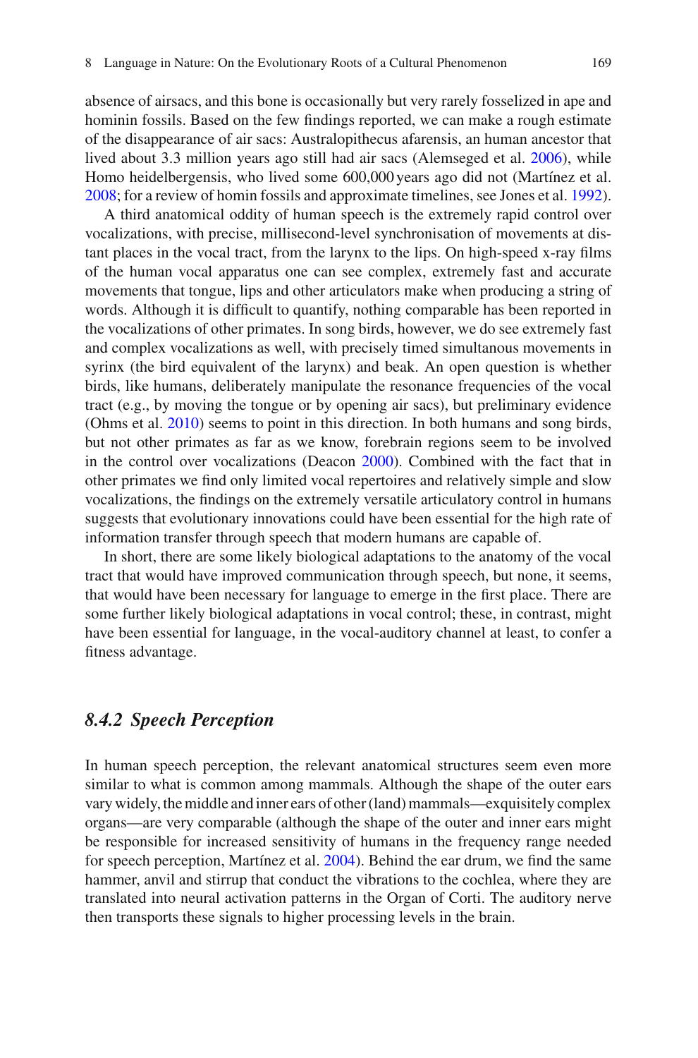absence of airsacs, and this bone is occasionally but very rarely fosselized in ape and hominin fossils. Based on the few findings reported, we can make a rough estimate of the disappearance of air sacs: Australopithecus afarensis, an human ancestor that lived about 3.3 million years ago still had air sacs (Alemseged et al. 2006), while Homo heidelbergensis, who lived some 600,000 years ago did not (Martínez et al. 2008; for a review of homin fossils and approximate timelines, see Jones et al. 1992).

A third anatomical oddity of human speech is the extremely rapid control over vocalizations, with precise, millisecond-level synchronisation of movements at distant places in the vocal tract, from the larynx to the lips. On high-speed x-ray films of the human vocal apparatus one can see complex, extremely fast and accurate movements that tongue, lips and other articulators make when producing a string of words. Although it is difficult to quantify, nothing comparable has been reported in the vocalizations of other primates. In song birds, however, we do see extremely fast and complex vocalizations as well, with precisely timed simultanous movements in syrinx (the bird equivalent of the larynx) and beak. An open question is whether birds, like humans, deliberately manipulate the resonance frequencies of the vocal tract (e.g., by moving the tongue or by opening air sacs), but preliminary evidence (Ohms et al. 2010) seems to point in this direction. In both humans and song birds, but not other primates as far as we know, forebrain regions seem to be involved in the control over vocalizations (Deacon 2000). Combined with the fact that in other primates we find only limited vocal repertoires and relatively simple and slow vocalizations, the findings on the extremely versatile articulatory control in humans suggests that evolutionary innovations could have been essential for the high rate of information transfer through speech that modern humans are capable of.

In short, there are some likely biological adaptations to the anatomy of the vocal tract that would have improved communication through speech, but none, it seems, that would have been necessary for language to emerge in the first place. There are some further likely biological adaptations in vocal control; these, in contrast, might have been essential for language, in the vocal-auditory channel at least, to confer a fitness advantage.

### *8.4.2 Speech Perception*

In human speech perception, the relevant anatomical structures seem even more similar to what is common among mammals. Although the shape of the outer ears vary widely, the middle and inner ears of other (land) mammals—exquisitely complex organs—are very comparable (although the shape of the outer and inner ears might be responsible for increased sensitivity of humans in the frequency range needed for speech perception, Martínez et al. 2004). Behind the ear drum, we find the same hammer, anvil and stirrup that conduct the vibrations to the cochlea, where they are translated into neural activation patterns in the Organ of Corti. The auditory nerve then transports these signals to higher processing levels in the brain.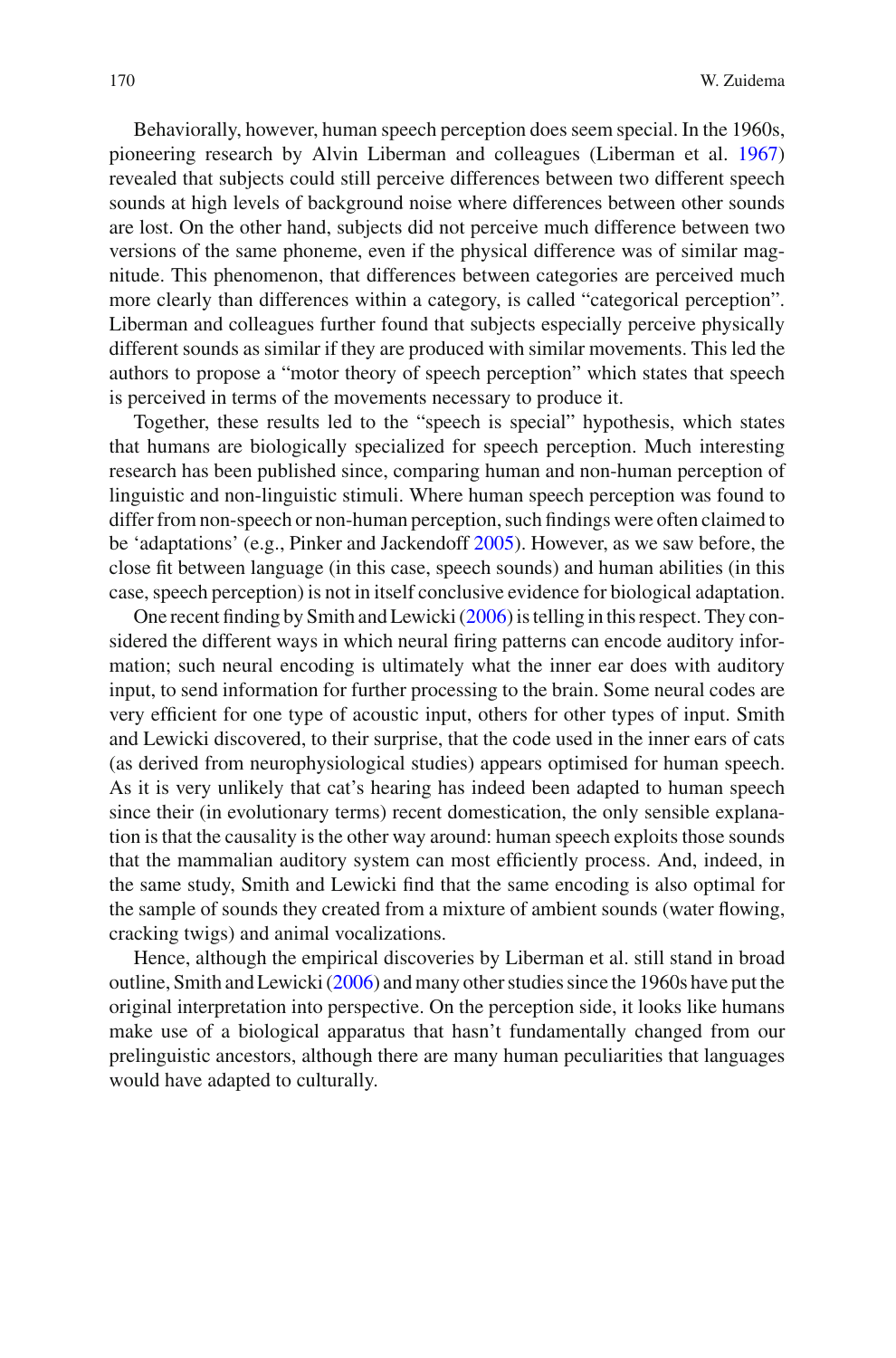Behaviorally, however, human speech perception does seem special. In the 1960s, pioneering research by Alvin Liberman and colleagues (Liberman et al. 1967) revealed that subjects could still perceive differences between two different speech sounds at high levels of background noise where differences between other sounds are lost. On the other hand, subjects did not perceive much difference between two versions of the same phoneme, even if the physical difference was of similar magnitude. This phenomenon, that differences between categories are perceived much more clearly than differences within a category, is called "categorical perception". Liberman and colleagues further found that subjects especially perceive physically different sounds as similar if they are produced with similar movements. This led the authors to propose a "motor theory of speech perception" which states that speech is perceived in terms of the movements necessary to produce it.

Together, these results led to the "speech is special" hypothesis, which states that humans are biologically specialized for speech perception. Much interesting research has been published since, comparing human and non-human perception of linguistic and non-linguistic stimuli. Where human speech perception was found to differ from non-speech or non-human perception, such findings were often claimed to be 'adaptations' (e.g., Pinker and Jackendoff 2005). However, as we saw before, the close fit between language (in this case, speech sounds) and human abilities (in this case, speech perception) is not in itself conclusive evidence for biological adaptation.

One recent finding by Smith and Lewicki (2006) is telling in this respect. They considered the different ways in which neural firing patterns can encode auditory information; such neural encoding is ultimately what the inner ear does with auditory input, to send information for further processing to the brain. Some neural codes are very efficient for one type of acoustic input, others for other types of input. Smith and Lewicki discovered, to their surprise, that the code used in the inner ears of cats (as derived from neurophysiological studies) appears optimised for human speech. As it is very unlikely that cat's hearing has indeed been adapted to human speech since their (in evolutionary terms) recent domestication, the only sensible explanation is that the causality is the other way around: human speech exploits those sounds that the mammalian auditory system can most efficiently process. And, indeed, in the same study, Smith and Lewicki find that the same encoding is also optimal for the sample of sounds they created from a mixture of ambient sounds (water flowing, cracking twigs) and animal vocalizations.

Hence, although the empirical discoveries by Liberman et al. still stand in broad outline, Smith and Lewicki (2006) and many other studies since the 1960s have put the original interpretation into perspective. On the perception side, it looks like humans make use of a biological apparatus that hasn't fundamentally changed from our prelinguistic ancestors, although there are many human peculiarities that languages would have adapted to culturally.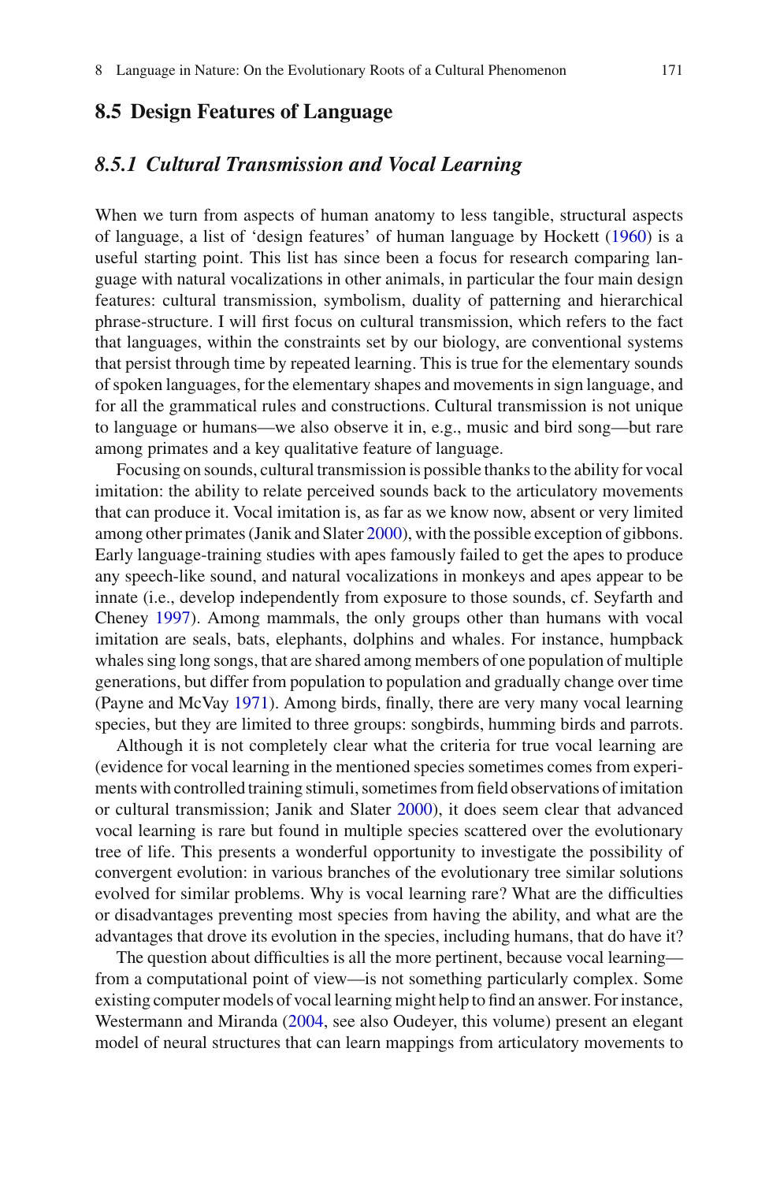## 8.5 Design Features of Language

### *8.5.1 Cultural Transmission and Vocal Learning*

When we turn from aspects of human anatomy to less tangible, structural aspects of language, a list of 'design features' of human language by Hockett (1960) is a useful starting point. This list has since been a focus for research comparing language with natural vocalizations in other animals, in particular the four main design features: cultural transmission, symbolism, duality of patterning and hierarchical phrase-structure. I will first focus on cultural transmission, which refers to the fact that languages, within the constraints set by our biology, are conventional systems that persist through time by repeated learning. This is true for the elementary sounds of spoken languages, for the elementary shapes and movements in sign language, and for all the grammatical rules and constructions. Cultural transmission is not unique to language or humans—we also observe it in, e.g., music and bird song—but rare among primates and a key qualitative feature of language.

Focusing on sounds, cultural transmission is possible thanks to the ability for vocal imitation: the ability to relate perceived sounds back to the articulatory movements that can produce it. Vocal imitation is, as far as we know now, absent or very limited among other primates (Janik and Slater 2000), with the possible exception of gibbons. Early language-training studies with apes famously failed to get the apes to produce any speech-like sound, and natural vocalizations in monkeys and apes appear to be innate (i.e., develop independently from exposure to those sounds, cf. Seyfarth and Cheney 1997). Among mammals, the only groups other than humans with vocal imitation are seals, bats, elephants, dolphins and whales. For instance, humpback whales sing long songs, that are shared among members of one population of multiple generations, but differ from population to population and gradually change over time (Payne and McVay 1971). Among birds, finally, there are very many vocal learning species, but they are limited to three groups: songbirds, humming birds and parrots.

Although it is not completely clear what the criteria for true vocal learning are (evidence for vocal learning in the mentioned species sometimes comes from experiments with controlled training stimuli, sometimes from field observations of imitation or cultural transmission; Janik and Slater 2000), it does seem clear that advanced vocal learning is rare but found in multiple species scattered over the evolutionary tree of life. This presents a wonderful opportunity to investigate the possibility of convergent evolution: in various branches of the evolutionary tree similar solutions evolved for similar problems. Why is vocal learning rare? What are the difficulties or disadvantages preventing most species from having the ability, and what are the advantages that drove its evolution in the species, including humans, that do have it?

The question about difficulties is all the more pertinent, because vocal learning—from a computational point of view—is not something particularly complex. Some existing computer models of vocal learning might help to find an answer. For instance, Westermann and Miranda (2004, see also Oudeyer, this volume) present an elegant model of neural structures that can learn mappings from articulatory movements to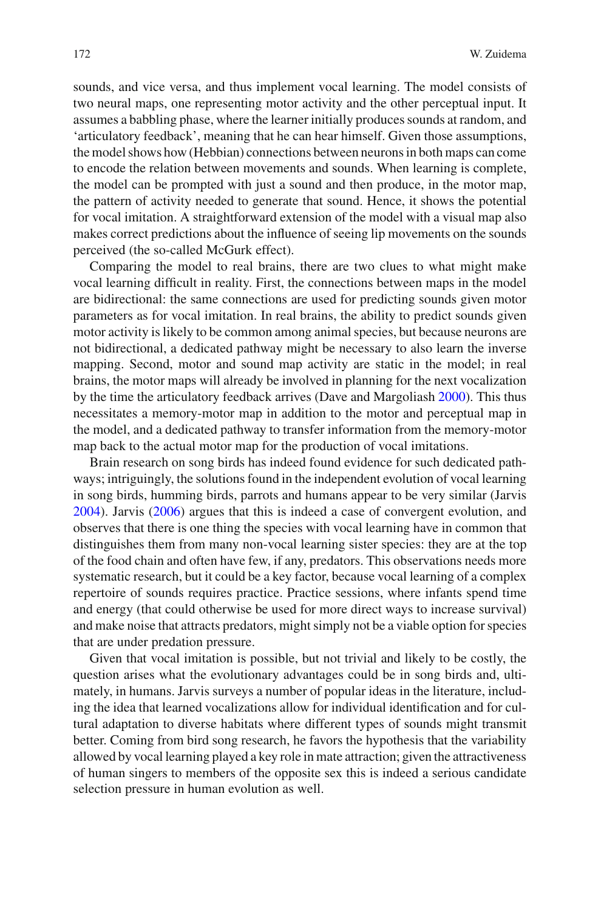sounds, and vice versa, and thus implement vocal learning. The model consists of two neural maps, one representing motor activity and the other perceptual input. It assumes a babbling phase, where the learner initially produces sounds at random, and 'articulatory feedback', meaning that he can hear himself. Given those assumptions, the model shows how (Hebbian) connections between neurons in both maps can come to encode the relation between movements and sounds. When learning is complete, the model can be prompted with just a sound and then produce, in the motor map, the pattern of activity needed to generate that sound. Hence, it shows the potential for vocal imitation. A straightforward extension of the model with a visual map also makes correct predictions about the influence of seeing lip movements on the sounds perceived (the so-called McGurk effect).

Comparing the model to real brains, there are two clues to what might make vocal learning difficult in reality. First, the connections between maps in the model are bidirectional: the same connections are used for predicting sounds given motor parameters as for vocal imitation. In real brains, the ability to predict sounds given motor activity is likely to be common among animal species, but because neurons are not bidirectional, a dedicated pathway might be necessary to also learn the inverse mapping. Second, motor and sound map activity are static in the model; in real brains, the motor maps will already be involved in planning for the next vocalization by the time the articulatory feedback arrives (Dave and Margoliash 2000). This thus necessitates a memory-motor map in addition to the motor and perceptual map in the model, and a dedicated pathway to transfer information from the memory-motor map back to the actual motor map for the production of vocal imitations.

Brain research on song birds has indeed found evidence for such dedicated pathways; intriguingly, the solutions found in the independent evolution of vocal learning in song birds, humming birds, parrots and humans appear to be very similar (Jarvis 2004). Jarvis (2006) argues that this is indeed a case of convergent evolution, and observes that there is one thing the species with vocal learning have in common that distinguishes them from many non-vocal learning sister species: they are at the top of the food chain and often have few, if any, predators. This observations needs more systematic research, but it could be a key factor, because vocal learning of a complex repertoire of sounds requires practice. Practice sessions, where infants spend time and energy (that could otherwise be used for more direct ways to increase survival) and make noise that attracts predators, might simply not be a viable option for species that are under predation pressure.

Given that vocal imitation is possible, but not trivial and likely to be costly, the question arises what the evolutionary advantages could be in song birds and, ultimately, in humans. Jarvis surveys a number of popular ideas in the literature, including the idea that learned vocalizations allow for individual identification and for cultural adaptation to diverse habitats where different types of sounds might transmit better. Coming from bird song research, he favors the hypothesis that the variability allowed by vocal learning played a key role in mate attraction; given the attractiveness of human singers to members of the opposite sex this is indeed a serious candidate selection pressure in human evolution as well.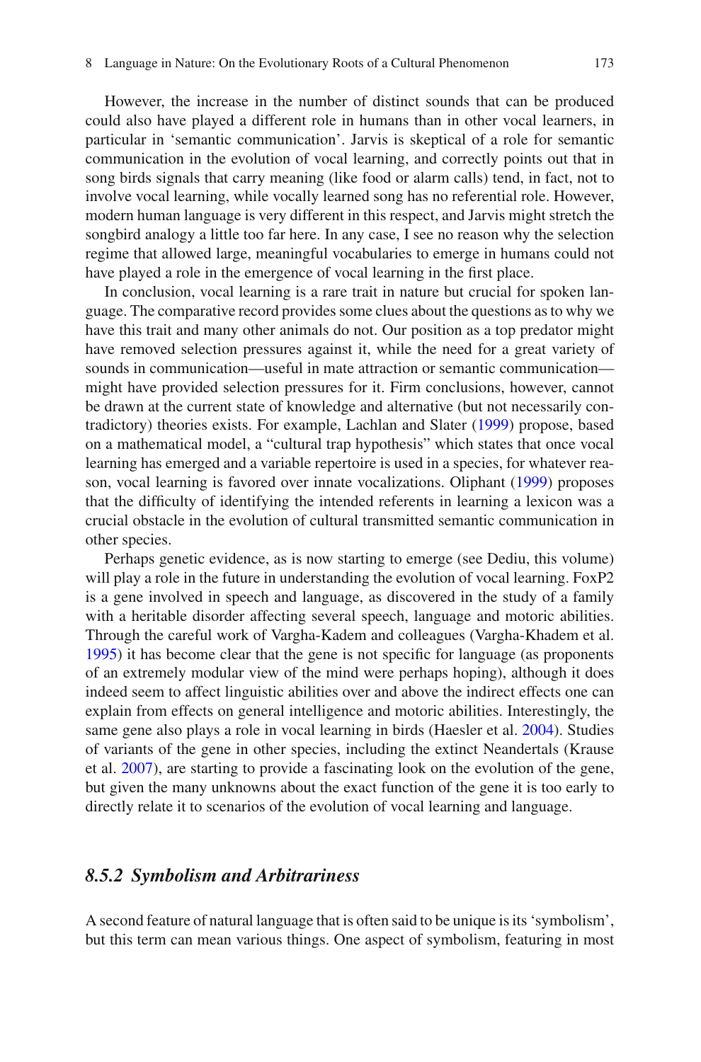However, the increase in the number of distinct sounds that can be produced could also have played a different role in humans than in other vocal learners, in particular in 'semantic communication'. Jarvis is skeptical of a role for semantic communication in the evolution of vocal learning, and correctly points out that in song birds signals that carry meaning (like food or alarm calls) tend, in fact, not to involve vocal learning, while vocally learned song has no referential role. However, modern human language is very different in this respect, and Jarvis might stretch the songbird analogy a little too far here. In any case, I see no reason why the selection regime that allowed large, meaningful vocabularies to emerge in humans could not have played a role in the emergence of vocal learning in the first place.

In conclusion, vocal learning is a rare trait in nature but crucial for spoken language. The comparative record provides some clues about the questions as to why we have this trait and many other animals do not. Our position as a top predator might have removed selection pressures against it, while the need for a great variety of sounds in communication—useful in mate attraction or semantic communication—might have provided selection pressures for it. Firm conclusions, however, cannot be drawn at the current state of knowledge and alternative (but not necessarily contradictory) theories exists. For example, Lachlan and Slater (1999) propose, based on a mathematical model, a "cultural trap hypothesis" which states that once vocal learning has emerged and a variable repertoire is used in a species, for whatever reason, vocal learning is favored over innate vocalizations. Oliphant (1999) proposes that the difficulty of identifying the intended referents in learning a lexicon was a crucial obstacle in the evolution of cultural transmitted semantic communication in other species.

Perhaps genetic evidence, as is now starting to emerge (see Dediu, this volume) will play a role in the future in understanding the evolution of vocal learning. FoxP2 is a gene involved in speech and language, as discovered in the study of a family with a heritable disorder affecting several speech, language and motoric abilities. Through the careful work of Vargha-Kadem and colleagues (Vargha-Khadem et al. 1995) it has become clear that the gene is not specific for language (as proponents of an extremely modular view of the mind were perhaps hoping), although it does indeed seem to affect linguistic abilities over and above the indirect effects one can explain from effects on general intelligence and motoric abilities. Interestingly, the same gene also plays a role in vocal learning in birds (Haesler et al. 2004). Studies of variants of the gene in other species, including the extinct Neandertals (Krause et al. 2007), are starting to provide a fascinating look on the evolution of the gene, but given the many unknowns about the exact function of the gene it is too early to directly relate it to scenarios of the evolution of vocal learning and language.

### *8.5.2 Symbolism and Arbitrariness*

A second feature of natural language that is often said to be unique is its 'symbolism', but this term can mean various things. One aspect of symbolism, featuring in most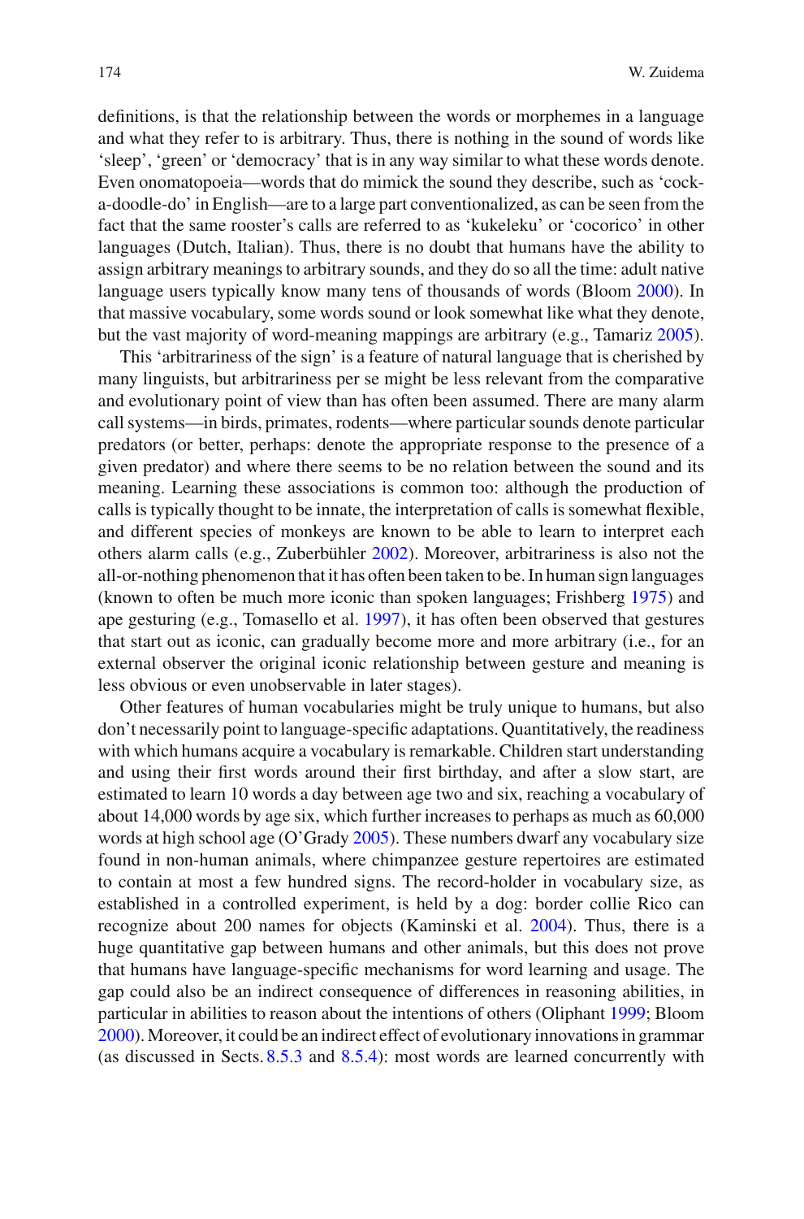definitions, is that the relationship between the words or morphemes in a language and what they refer to is arbitrary. Thus, there is nothing in the sound of words like 'sleep', 'green' or 'democracy' that is in any way similar to what these words denote. Even onomatopoeia—words that do mimick the sound they describe, such as 'cock-a-doodle-do' in English—are to a large part conventionalized, as can be seen from the fact that the same rooster's calls are referred to as 'kukeleku' or 'cocorico' in other languages (Dutch, Italian). Thus, there is no doubt that humans have the ability to assign arbitrary meanings to arbitrary sounds, and they do so all the time: adult native language users typically know many tens of thousands of words (Bloom 2000). In that massive vocabulary, some words sound or look somewhat like what they denote, but the vast majority of word-meaning mappings are arbitrary (e.g., Tamariz 2005).

This 'arbitrariness of the sign' is a feature of natural language that is cherished by many linguists, but arbitrariness per se might be less relevant from the comparative and evolutionary point of view than has often been assumed. There are many alarm call systems—in birds, primates, rodents—where particular sounds denote particular predators (or better, perhaps: denote the appropriate response to the presence of a given predator) and where there seems to be no relation between the sound and its meaning. Learning these associations is common too: although the production of calls is typically thought to be innate, the interpretation of calls is somewhat flexible, and different species of monkeys are known to be able to learn to interpret each others alarm calls (e.g., Zuberbühler 2002). Moreover, arbitrariness is also not the all-or-nothing phenomenon that it has often been taken to be. In human sign languages (known to often be much more iconic than spoken languages; Frishberg 1975) and ape gesturing (e.g., Tomasello et al. 1997), it has often been observed that gestures that start out as iconic, can gradually become more and more arbitrary (i.e., for an external observer the original iconic relationship between gesture and meaning is less obvious or even unobservable in later stages).

Other features of human vocabularies might be truly unique to humans, but also don't necessarily point to language-specific adaptations. Quantitatively, the readiness with which humans acquire a vocabulary is remarkable. Children start understanding and using their first words around their first birthday, and after a slow start, are estimated to learn 10 words a day between age two and six, reaching a vocabulary of about 14,000 words by age six, which further increases to perhaps as much as 60,000 words at high school age (O'Grady 2005). These numbers dwarf any vocabulary size found in non-human animals, where chimpanzee gesture repertoires are estimated to contain at most a few hundred signs. The record-holder in vocabulary size, as established in a controlled experiment, is held by a dog: border collie Rico can recognize about 200 names for objects (Kaminski et al. 2004). Thus, there is a huge quantitative gap between humans and other animals, but this does not prove that humans have language-specific mechanisms for word learning and usage. The gap could also be an indirect consequence of differences in reasoning abilities, in particular in abilities to reason about the intentions of others (Oliphant 1999; Bloom 2000). Moreover, it could be an indirect effect of evolutionary innovations in grammar (as discussed in Sects. 8.5.3 and 8.5.4): most words are learned concurrently with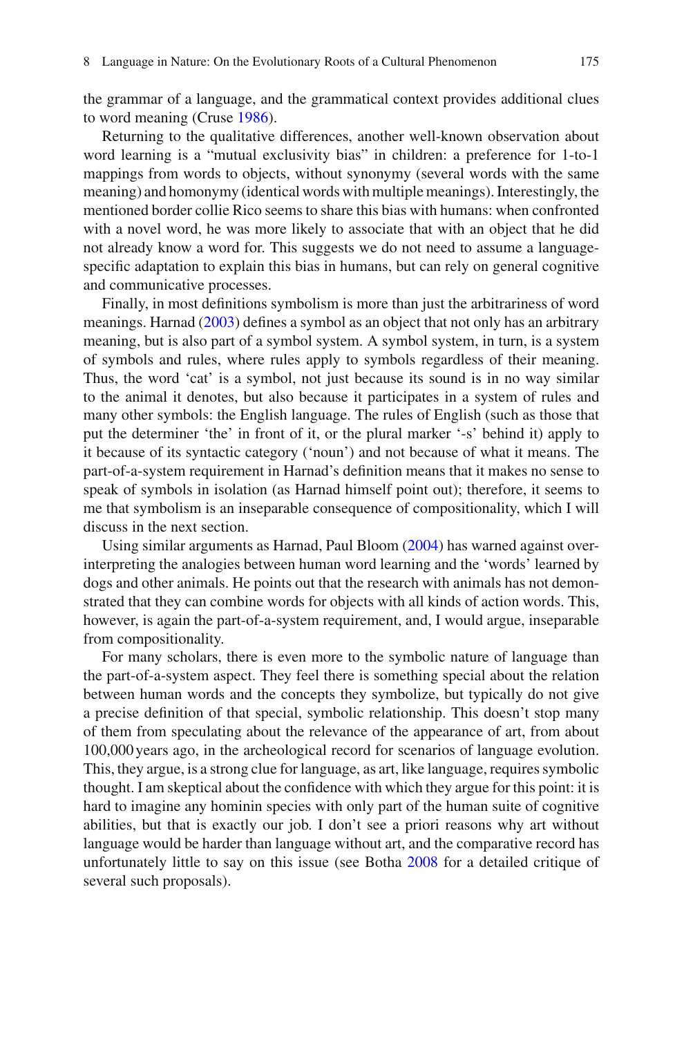the grammar of a language, and the grammatical context provides additional clues to word meaning (Cruse 1986).

Returning to the qualitative differences, another well-known observation about word learning is a "mutual exclusivity bias" in children: a preference for 1-to-1 mappings from words to objects, without synonymy (several words with the same meaning) and homonymy (identical words with multiple meanings). Interestingly, the mentioned border collie Rico seems to share this bias with humans: when confronted with a novel word, he was more likely to associate that with an object that he did not already know a word for. This suggests we do not need to assume a language-specific adaptation to explain this bias in humans, but can rely on general cognitive and communicative processes.

Finally, in most definitions symbolism is more than just the arbitrariness of word meanings. Harnad (2003) defines a symbol as an object that not only has an arbitrary meaning, but is also part of a symbol system. A symbol system, in turn, is a system of symbols and rules, where rules apply to symbols regardless of their meaning. Thus, the word 'cat' is a symbol, not just because its sound is in no way similar to the animal it denotes, but also because it participates in a system of rules and many other symbols: the English language. The rules of English (such as those that put the determiner 'the' in front of it, or the plural marker '-s' behind it) apply to it because of its syntactic category ('noun') and not because of what it means. The part-of-a-system requirement in Harnad's definition means that it makes no sense to speak of symbols in isolation (as Harnad himself point out); therefore, it seems to me that symbolism is an inseparable consequence of compositionality, which I will discuss in the next section.

Using similar arguments as Harnad, Paul Bloom (2004) has warned against over-interpreting the analogies between human word learning and the 'words' learned by dogs and other animals. He points out that the research with animals has not demonstrated that they can combine words for objects with all kinds of action words. This, however, is again the part-of-a-system requirement, and, I would argue, inseparable from compositionality.

For many scholars, there is even more to the symbolic nature of language than the part-of-a-system aspect. They feel there is something special about the relation between human words and the concepts they symbolize, but typically do not give a precise definition of that special, symbolic relationship. This doesn't stop many of them from speculating about the relevance of the appearance of art, from about 100,000 years ago, in the archeological record for scenarios of language evolution. This, they argue, is a strong clue for language, as art, like language, requires symbolic thought. I am skeptical about the confidence with which they argue for this point: it is hard to imagine any hominin species with only part of the human suite of cognitive abilities, but that is exactly our job. I don't see a priori reasons why art without language would be harder than language without art, and the comparative record has unfortunately little to say on this issue (see Botha 2008 for a detailed critique of several such proposals).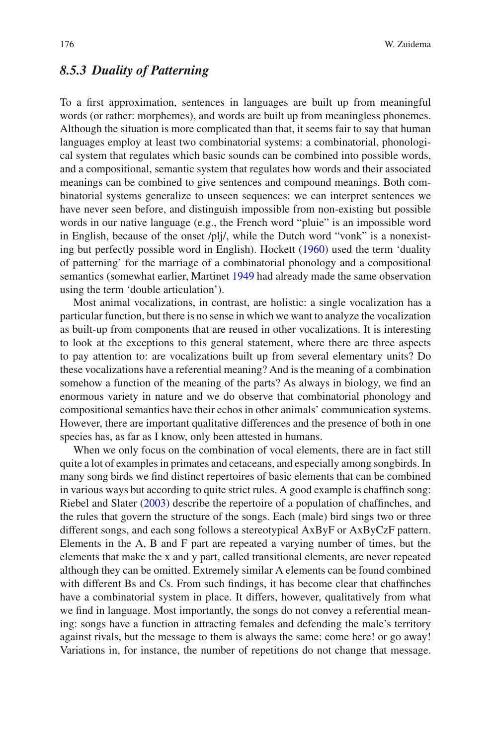### 8.5.3 *Duality of Patterning*

To a first approximation, sentences in languages are built up from meaningful words (or rather: morphemes), and words are built up from meaningless phonemes. Although the situation is more complicated than that, it seems fair to say that human languages employ at least two combinatorial systems: a combinatorial, phonological system that regulates which basic sounds can be combined into possible words, and a compositional, semantic system that regulates how words and their associated meanings can be combined to give sentences and compound meanings. Both combinatorial systems generalize to unseen sequences: we can interpret sentences we have never seen before, and distinguish impossible from non-existing but possible words in our native language (e.g., the French word "pluie" is an impossible word in English, because of the onset /plj/, while the Dutch word "vonk" is a nonexisting but perfectly possible word in English). Hockett (1960) used the term 'duality of patterning' for the marriage of a combinatorial phonology and a compositional semantics (somewhat earlier, Martinet 1949 had already made the same observation using the term 'double articulation').

Most animal vocalizations, in contrast, are holistic: a single vocalization has a particular function, but there is no sense in which we want to analyze the vocalization as built-up from components that are reused in other vocalizations. It is interesting to look at the exceptions to this general statement, where there are three aspects to pay attention to: are vocalizations built up from several elementary units? Do these vocalizations have a referential meaning? And is the meaning of a combination somehow a function of the meaning of the parts? As always in biology, we find an enormous variety in nature and we do observe that combinatorial phonology and compositional semantics have their echos in other animals' communication systems. However, there are important qualitative differences and the presence of both in one species has, as far as I know, only been attested in humans.

When we only focus on the combination of vocal elements, there are in fact still quite a lot of examples in primates and cetaceans, and especially among songbirds. In many song birds we find distinct repertoires of basic elements that can be combined in various ways but according to quite strict rules. A good example is chaffinch song: Riebel and Slater (2003) describe the repertoire of a population of chaffinches, and the rules that govern the structure of the songs. Each (male) bird sings two or three different songs, and each song follows a stereotypical AxByF or AxByCzF pattern. Elements in the A, B and F part are repeated a varying number of times, but the elements that make the x and y part, called transitional elements, are never repeated although they can be omitted. Extremely similar A elements can be found combined with different Bs and Cs. From such findings, it has become clear that chaffinches have a combinatorial system in place. It differs, however, qualitatively from what we find in language. Most importantly, the songs do not convey a referential meaning: songs have a function in attracting females and defending the male's territory against rivals, but the message to them is always the same: come here! or go away! Variations in, for instance, the number of repetitions do not change that message.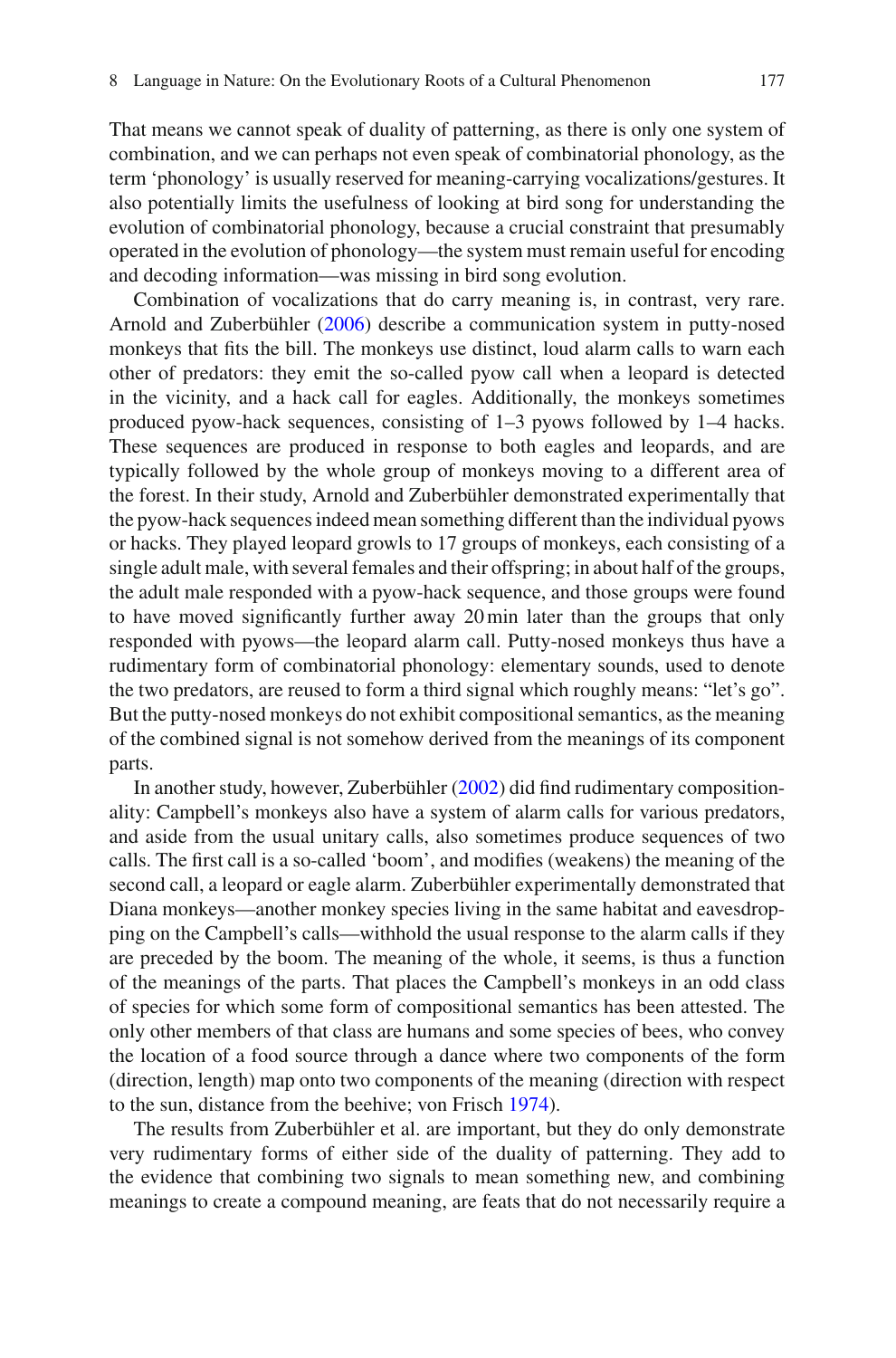That means we cannot speak of duality of patterning, as there is only one system of combination, and we can perhaps not even speak of combinatorial phonology, as the term 'phonology' is usually reserved for meaning-carrying vocalizations/gestures. It also potentially limits the usefulness of looking at bird song for understanding the evolution of combinatorial phonology, because a crucial constraint that presumably operated in the evolution of phonology—the system must remain useful for encoding and decoding information—was missing in bird song evolution.

Combination of vocalizations that do carry meaning is, in contrast, very rare. Arnold and Zuberbühler (2006) describe a communication system in putty-nosed monkeys that fits the bill. The monkeys use distinct, loud alarm calls to warn each other of predators: they emit the so-called pyow call when a leopard is detected in the vicinity, and a hack call for eagles. Additionally, the monkeys sometimes produced pyow-hack sequences, consisting of 1–3 pyows followed by 1–4 hacks. These sequences are produced in response to both eagles and leopards, and are typically followed by the whole group of monkeys moving to a different area of the forest. In their study, Arnold and Zuberbühler demonstrated experimentally that the pyow-hack sequences indeed mean something different than the individual pyows or hacks. They played leopard growls to 17 groups of monkeys, each consisting of a single adult male, with several females and their offspring; in about half of the groups, the adult male responded with a pyow-hack sequence, and those groups were found to have moved significantly further away 20 min later than the groups that only responded with pyows—the leopard alarm call. Putty-nosed monkeys thus have a rudimentary form of combinatorial phonology: elementary sounds, used to denote the two predators, are reused to form a third signal which roughly means: "let's go". But the putty-nosed monkeys do not exhibit compositional semantics, as the meaning of the combined signal is not somehow derived from the meanings of its component parts.

In another study, however, Zuberbühler (2002) did find rudimentary compositionality: Campbell's monkeys also have a system of alarm calls for various predators, and aside from the usual unitary calls, also sometimes produce sequences of two calls. The first call is a so-called 'boom', and modifies (weakens) the meaning of the second call, a leopard or eagle alarm. Zuberbühler experimentally demonstrated that Diana monkeys—another monkey species living in the same habitat and eavesdropping on the Campbell's calls—withhold the usual response to the alarm calls if they are preceded by the boom. The meaning of the whole, it seems, is thus a function of the meanings of the parts. That places the Campbell's monkeys in an odd class of species for which some form of compositional semantics has been attested. The only other members of that class are humans and some species of bees, who convey the location of a food source through a dance where two components of the form (direction, length) map onto two components of the meaning (direction with respect to the sun, distance from the beehive; von Frisch 1974).

The results from Zuberbühler et al. are important, but they do only demonstrate very rudimentary forms of either side of the duality of patterning. They add to the evidence that combining two signals to mean something new, and combining meanings to create a compound meaning, are feats that do not necessarily require a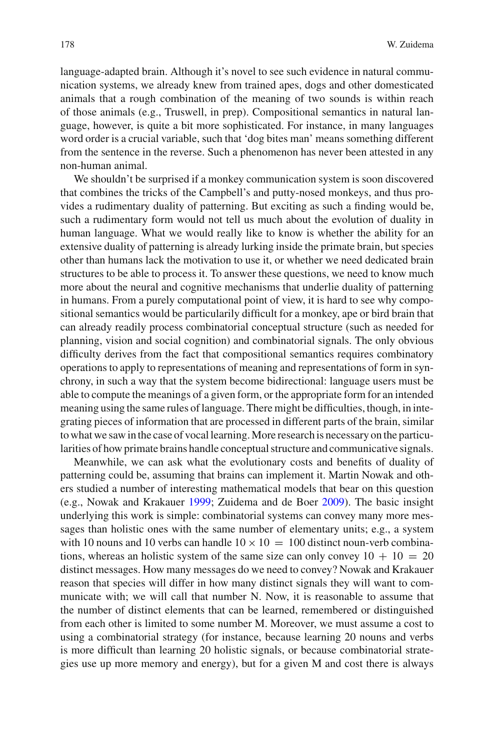language-adapted brain. Although it's novel to see such evidence in natural communication systems, we already knew from trained apes, dogs and other domesticated animals that a rough combination of the meaning of two sounds is within reach of those animals (e.g., Truswell, in prep). Compositional semantics in natural language, however, is quite a bit more sophisticated. For instance, in many languages word order is a crucial variable, such that 'dog bites man' means something different from the sentence in the reverse. Such a phenomenon has never been attested in any non-human animal.

We shouldn't be surprised if a monkey communication system is soon discovered that combines the tricks of the Campbell's and putty-nosed monkeys, and thus provides a rudimentary duality of patterning. But exciting as such a finding would be, such a rudimentary form would not tell us much about the evolution of duality in human language. What we would really like to know is whether the ability for an extensive duality of patterning is already lurking inside the primate brain, but species other than humans lack the motivation to use it, or whether we need dedicated brain structures to be able to process it. To answer these questions, we need to know much more about the neural and cognitive mechanisms that underlie duality of patterning in humans. From a purely computational point of view, it is hard to see why compositional semantics would be particularily difficult for a monkey, ape or bird brain that can already readily process combinatorial conceptual structure (such as needed for planning, vision and social cognition) and combinatorial signals. The only obvious difficulty derives from the fact that compositional semantics requires combinatory operations to apply to representations of meaning and representations of form in synchrony, in such a way that the system become bidirectional: language users must be able to compute the meanings of a given form, or the appropriate form for an intended meaning using the same rules of language. There might be difficulties, though, in integrating pieces of information that are processed in different parts of the brain, similar to what we saw in the case of vocal learning. More research is necessary on the particularities of how primate brains handle conceptual structure and communicative signals.

Meanwhile, we can ask what the evolutionary costs and benefits of duality of patterning could be, assuming that brains can implement it. Martin Nowak and others studied a number of interesting mathematical models that bear on this question (e.g., Nowak and Krakauer 1999; Zuidema and de Boer 2009). The basic insight underlying this work is simple: combinatorial systems can convey many more messages than holistic ones with the same number of elementary units; e.g., a system with 10 nouns and 10 verbs can handle $10 \times 10 = 100$ distinct noun-verb combinations, whereas an holistic system of the same size can only convey $10 + 10 = 20$ distinct messages. How many messages do we need to convey? Nowak and Krakauer reason that species will differ in how many distinct signals they will want to communicate with; we will call that number N. Now, it is reasonable to assume that the number of distinct elements that can be learned, remembered or distinguished from each other is limited to some number M. Moreover, we must assume a cost to using a combinatorial strategy (for instance, because learning 20 nouns and verbs is more difficult than learning 20 holistic signals, or because combinatorial strategies use up more memory and energy), but for a given M and cost there is always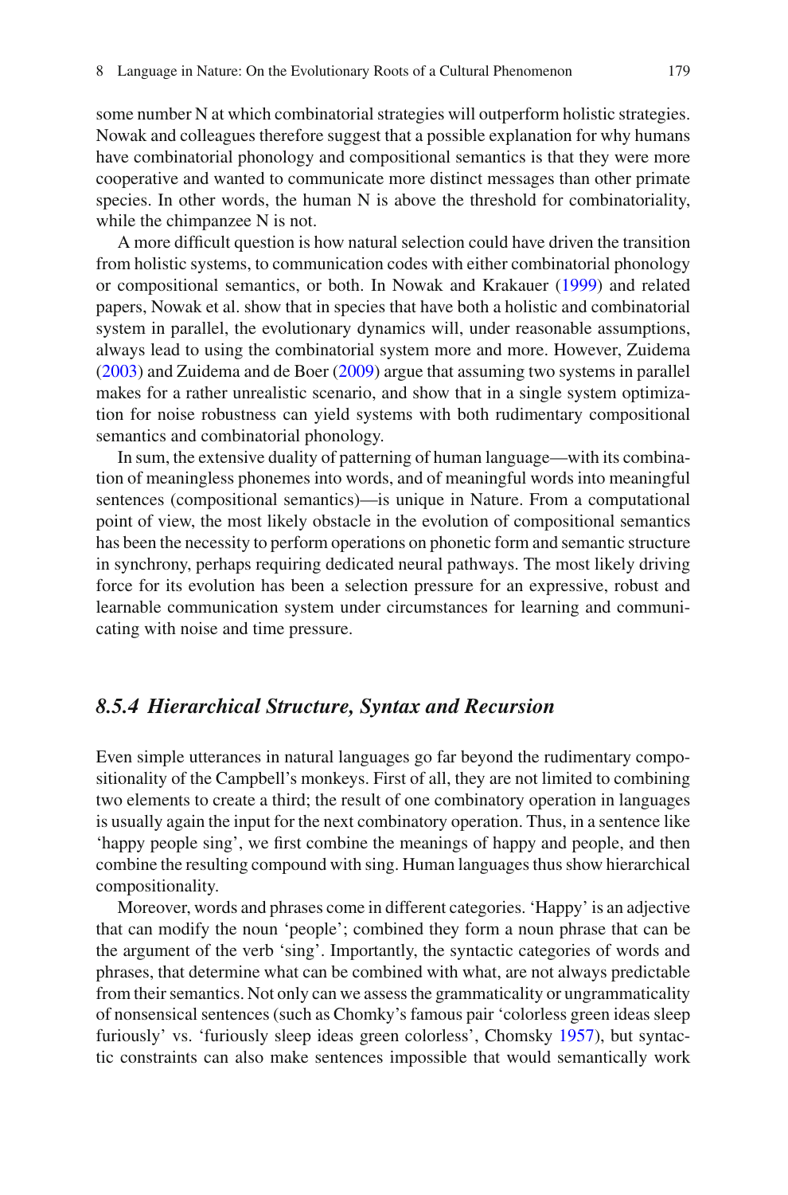some number N at which combinatorial strategies will outperform holistic strategies. Nowak and colleagues therefore suggest that a possible explanation for why humans have combinatorial phonology and compositional semantics is that they were more cooperative and wanted to communicate more distinct messages than other primate species. In other words, the human N is above the threshold for combinatoriality, while the chimpanzee N is not.

A more difficult question is how natural selection could have driven the transition from holistic systems, to communication codes with either combinatorial phonology or compositional semantics, or both. In Nowak and Krakauer (1999) and related papers, Nowak et al. show that in species that have both a holistic and combinatorial system in parallel, the evolutionary dynamics will, under reasonable assumptions, always lead to using the combinatorial system more and more. However, Zuidema (2003) and Zuidema and de Boer (2009) argue that assuming two systems in parallel makes for a rather unrealistic scenario, and show that in a single system optimization for noise robustness can yield systems with both rudimentary compositional semantics and combinatorial phonology.

In sum, the extensive duality of patterning of human language—with its combination of meaningless phonemes into words, and of meaningful words into meaningful sentences (compositional semantics)—is unique in Nature. From a computational point of view, the most likely obstacle in the evolution of compositional semantics has been the necessity to perform operations on phonetic form and semantic structure in synchrony, perhaps requiring dedicated neural pathways. The most likely driving force for its evolution has been a selection pressure for an expressive, robust and learnable communication system under circumstances for learning and communicating with noise and time pressure.

### *8.5.4 Hierarchical Structure, Syntax and Recursion*

Even simple utterances in natural languages go far beyond the rudimentary compositionality of the Campbell's monkeys. First of all, they are not limited to combining two elements to create a third; the result of one combinatory operation in languages is usually again the input for the next combinatory operation. Thus, in a sentence like 'happy people sing', we first combine the meanings of happy and people, and then combine the resulting compound with sing. Human languages thus show hierarchical compositionality.

Moreover, words and phrases come in different categories. 'Happy' is an adjective that can modify the noun 'people'; combined they form a noun phrase that can be the argument of the verb 'sing'. Importantly, the syntactic categories of words and phrases, that determine what can be combined with what, are not always predictable from their semantics. Not only can we assess the grammaticality or ungrammaticality of nonsensical sentences (such as Chomky's famous pair 'colorless green ideas sleep furiously' vs. 'furiously sleep ideas green colorless', Chomsky 1957), but syntactic constraints can also make sentences impossible that would semantically work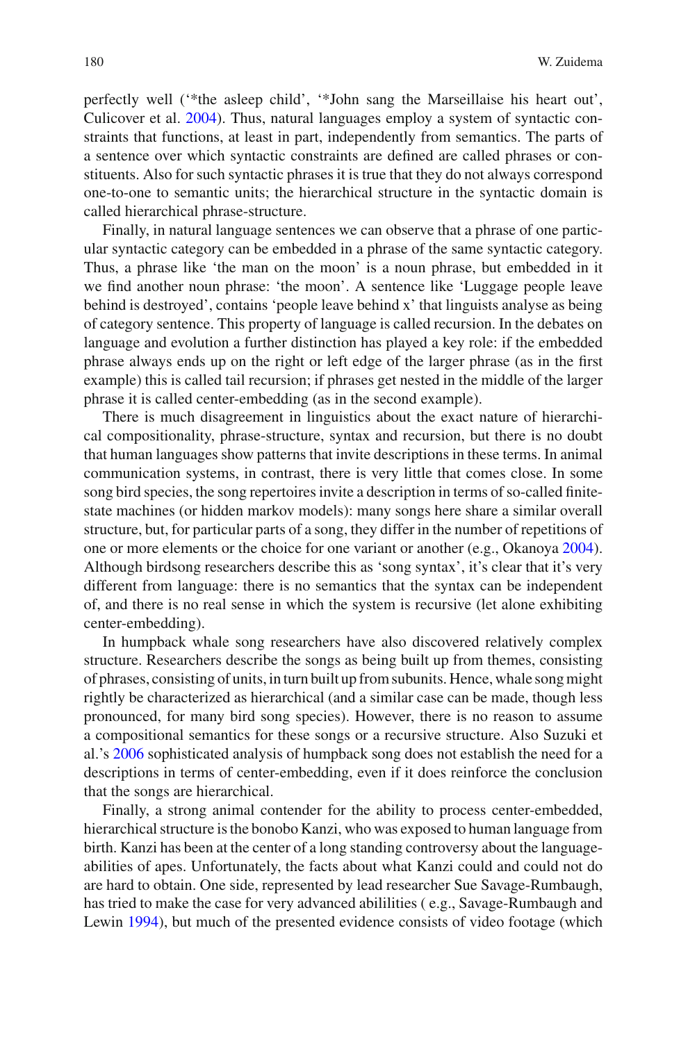perfectly well ('*the asleep child', '*John sang the Marseillaise his heart out', Culicover et al. 2004). Thus, natural languages employ a system of syntactic constraints that functions, at least in part, independently from semantics. The parts of a sentence over which syntactic constraints are defined are called phrases or constituents. Also for such syntactic phrases it is true that they do not always correspond one-to-one to semantic units; the hierarchical structure in the syntactic domain is called hierarchical phrase-structure.

Finally, in natural language sentences we can observe that a phrase of one particular syntactic category can be embedded in a phrase of the same syntactic category. Thus, a phrase like 'the man on the moon' is a noun phrase, but embedded in it we find another noun phrase: 'the moon'. A sentence like 'Luggage people leave behind is destroyed', contains 'people leave behind x' that linguists analyse as being of category sentence. This property of language is called recursion. In the debates on language and evolution a further distinction has played a key role: if the embedded phrase always ends up on the right or left edge of the larger phrase (as in the first example) this is called tail recursion; if phrases get nested in the middle of the larger phrase it is called center-embedding (as in the second example).

There is much disagreement in linguistics about the exact nature of hierarchical compositionality, phrase-structure, syntax and recursion, but there is no doubt that human languages show patterns that invite descriptions in these terms. In animal communication systems, in contrast, there is very little that comes close. In some song bird species, the song repertoires invite a description in terms of so-called finite-state machines (or hidden markov models): many songs here share a similar overall structure, but, for particular parts of a song, they differ in the number of repetitions of one or more elements or the choice for one variant or another (e.g., Okanoya 2004). Although birdsong researchers describe this as 'song syntax', it's clear that it's very different from language: there is no semantics that the syntax can be independent of, and there is no real sense in which the system is recursive (let alone exhibiting center-embedding).

In humpback whale song researchers have also discovered relatively complex structure. Researchers describe the songs as being built up from themes, consisting of phrases, consisting of units, in turn built up from subunits. Hence, whale song might rightly be characterized as hierarchical (and a similar case can be made, though less pronounced, for many bird song species). However, there is no reason to assume a compositional semantics for these songs or a recursive structure. Also Suzuki et al.'s 2006 sophisticated analysis of humpback song does not establish the need for a descriptions in terms of center-embedding, even if it does reinforce the conclusion that the songs are hierarchical.

Finally, a strong animal contender for the ability to process center-embedded, hierarchical structure is the bonobo Kanzi, who was exposed to human language from birth. Kanzi has been at the center of a long standing controversy about the language-abilities of apes. Unfortunately, the facts about what Kanzi could and could not do are hard to obtain. One side, represented by lead researcher Sue Savage-Rumbaugh, has tried to make the case for very advanced abililities ( e.g., Savage-Rumbaugh and Lewin 1994), but much of the presented evidence consists of video footage (which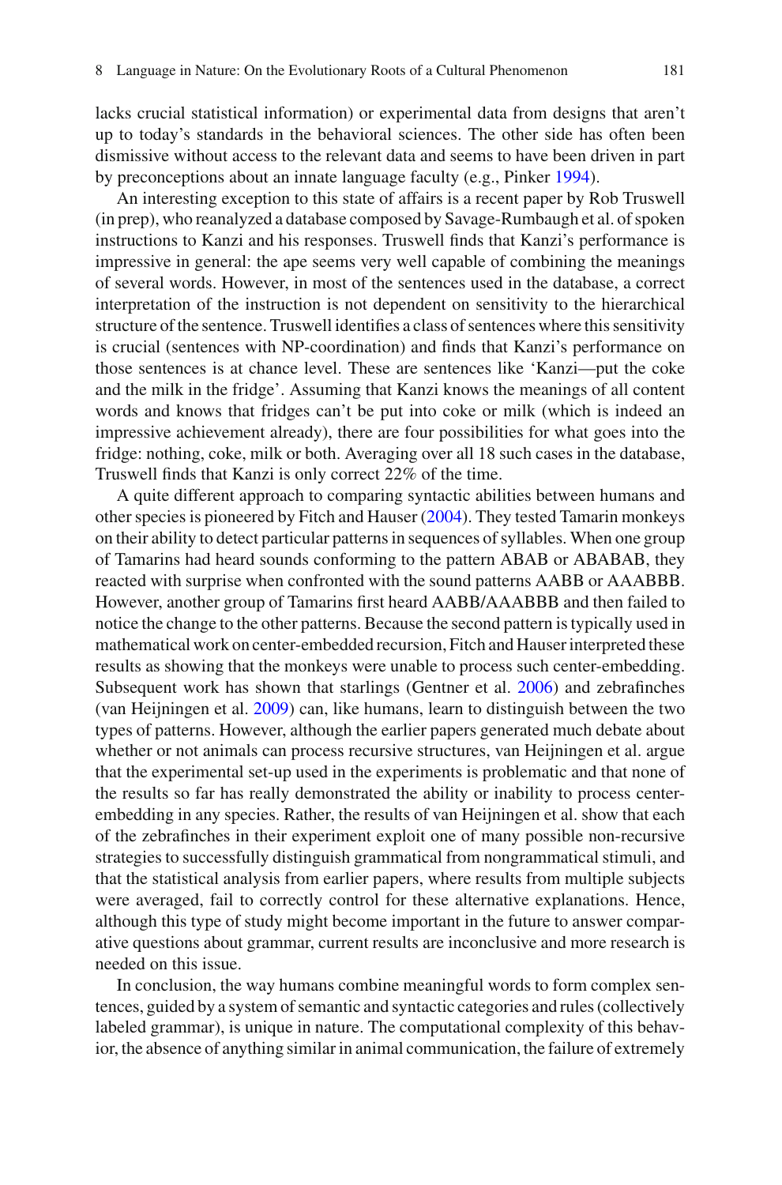lacks crucial statistical information) or experimental data from designs that aren't up to today's standards in the behavioral sciences. The other side has often been dismissive without access to the relevant data and seems to have been driven in part by preconceptions about an innate language faculty (e.g., Pinker 1994).

An interesting exception to this state of affairs is a recent paper by Rob Truswell (in prep), who reanalyzed a database composed by Savage-Rumbaugh et al. of spoken instructions to Kanzi and his responses. Truswell finds that Kanzi's performance is impressive in general: the ape seems very well capable of combining the meanings of several words. However, in most of the sentences used in the database, a correct interpretation of the instruction is not dependent on sensitivity to the hierarchical structure of the sentence. Truswell identifies a class of sentences where this sensitivity is crucial (sentences with NP-coordination) and finds that Kanzi's performance on those sentences is at chance level. These are sentences like 'Kanzi—put the coke and the milk in the fridge'. Assuming that Kanzi knows the meanings of all content words and knows that fridges can't be put into coke or milk (which is indeed an impressive achievement already), there are four possibilities for what goes into the fridge: nothing, coke, milk or both. Averaging over all 18 such cases in the database, Truswell finds that Kanzi is only correct 22% of the time.

A quite different approach to comparing syntactic abilities between humans and other species is pioneered by Fitch and Hauser (2004). They tested Tamarin monkeys on their ability to detect particular patterns in sequences of syllables. When one group of Tamarins had heard sounds conforming to the pattern ABAB or ABABAB, they reacted with surprise when confronted with the sound patterns AABB or AAABBB. However, another group of Tamarins first heard AABB/AAABBB and then failed to notice the change to the other patterns. Because the second pattern is typically used in mathematical work on center-embedded recursion, Fitch and Hauser interpreted these results as showing that the monkeys were unable to process such center-embedding. Subsequent work has shown that starlings (Gentner et al. 2006) and zebrafinches (van Heijningen et al. 2009) can, like humans, learn to distinguish between the two types of patterns. However, although the earlier papers generated much debate about whether or not animals can process recursive structures, van Heijningen et al. argue that the experimental set-up used in the experiments is problematic and that none of the results so far has really demonstrated the ability or inability to process center-embedding in any species. Rather, the results of van Heijningen et al. show that each of the zebrafinches in their experiment exploit one of many possible non-recursive strategies to successfully distinguish grammatical from nongrammatical stimuli, and that the statistical analysis from earlier papers, where results from multiple subjects were averaged, fail to correctly control for these alternative explanations. Hence, although this type of study might become important in the future to answer comparative questions about grammar, current results are inconclusive and more research is needed on this issue.

In conclusion, the way humans combine meaningful words to form complex sentences, guided by a system of semantic and syntactic categories and rules (collectively labeled grammar), is unique in nature. The computational complexity of this behavior, the absence of anything similar in animal communication, the failure of extremely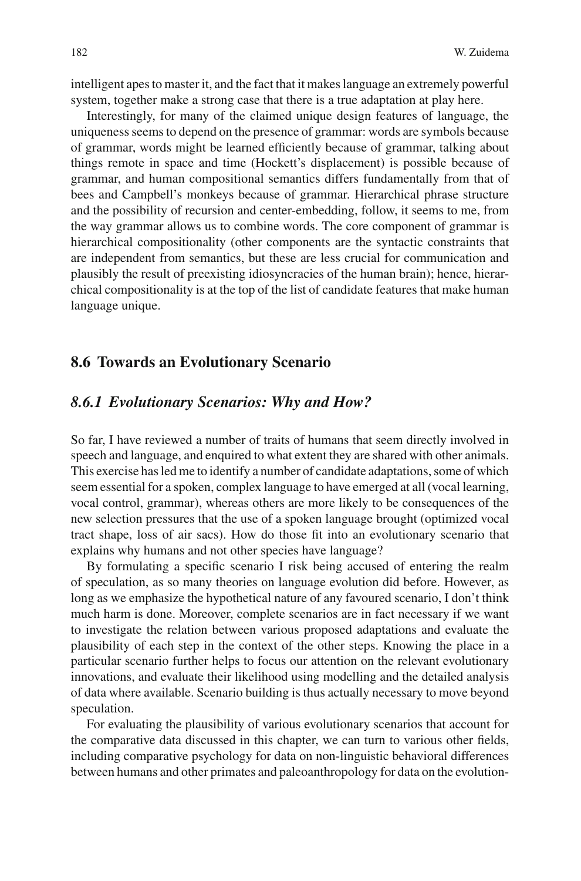intelligent apes to master it, and the fact that it makes language an extremely powerful system, together make a strong case that there is a true adaptation at play here.

Interestingly, for many of the claimed unique design features of language, the uniqueness seems to depend on the presence of grammar: words are symbols because of grammar, words might be learned efficiently because of grammar, talking about things remote in space and time (Hockett's displacement) is possible because of grammar, and human compositional semantics differs fundamentally from that of bees and Campbell's monkeys because of grammar. Hierarchical phrase structure and the possibility of recursion and center-embedding, follow, it seems to me, from the way grammar allows us to combine words. The core component of grammar is hierarchical compositionality (other components are the syntactic constraints that are independent from semantics, but these are less crucial for communication and plausibly the result of preexisting idiosyncracies of the human brain); hence, hierarchical compositionality is at the top of the list of candidate features that make human language unique.

## 8.6 Towards an Evolutionary Scenario

### *8.6.1 Evolutionary Scenarios: Why and How?*

So far, I have reviewed a number of traits of humans that seem directly involved in speech and language, and enquired to what extent they are shared with other animals. This exercise has led me to identify a number of candidate adaptations, some of which seem essential for a spoken, complex language to have emerged at all (vocal learning, vocal control, grammar), whereas others are more likely to be consequences of the new selection pressures that the use of a spoken language brought (optimized vocal tract shape, loss of air sacs). How do those fit into an evolutionary scenario that explains why humans and not other species have language?

By formulating a specific scenario I risk being accused of entering the realm of speculation, as so many theories on language evolution did before. However, as long as we emphasize the hypothetical nature of any favoured scenario, I don't think much harm is done. Moreover, complete scenarios are in fact necessary if we want to investigate the relation between various proposed adaptations and evaluate the plausibility of each step in the context of the other steps. Knowing the place in a particular scenario further helps to focus our attention on the relevant evolutionary innovations, and evaluate their likelihood using modelling and the detailed analysis of data where available. Scenario building is thus actually necessary to move beyond speculation.

For evaluating the plausibility of various evolutionary scenarios that account for the comparative data discussed in this chapter, we can turn to various other fields, including comparative psychology for data on non-linguistic behavioral differences between humans and other primates and paleoanthropology for data on the evolution-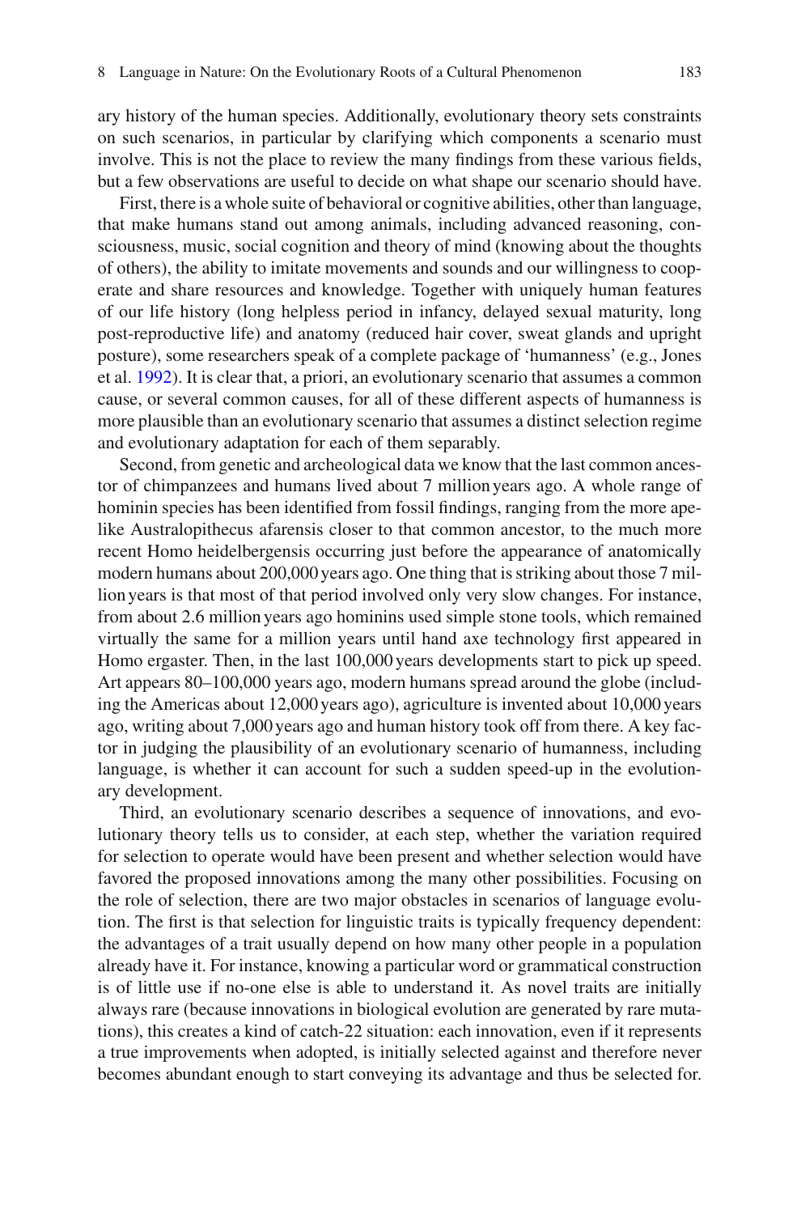ary history of the human species. Additionally, evolutionary theory sets constraints on such scenarios, in particular by clarifying which components a scenario must involve. This is not the place to review the many findings from these various fields, but a few observations are useful to decide on what shape our scenario should have.

First, there is a whole suite of behavioral or cognitive abilities, other than language, that make humans stand out among animals, including advanced reasoning, consciousness, music, social cognition and theory of mind (knowing about the thoughts of others), the ability to imitate movements and sounds and our willingness to cooperate and share resources and knowledge. Together with uniquely human features of our life history (long helpless period in infancy, delayed sexual maturity, long post-reproductive life) and anatomy (reduced hair cover, sweat glands and upright posture), some researchers speak of a complete package of 'humanness' (e.g., Jones et al. 1992). It is clear that, a priori, an evolutionary scenario that assumes a common cause, or several common causes, for all of these different aspects of humanness is more plausible than an evolutionary scenario that assumes a distinct selection regime and evolutionary adaptation for each of them separably.

Second, from genetic and archeological data we know that the last common ancestor of chimpanzees and humans lived about 7 million years ago. A whole range of hominin species has been identified from fossil findings, ranging from the more ape-like Australopithecus afarensis closer to that common ancestor, to the much more recent Homo heidelbergensis occurring just before the appearance of anatomically modern humans about 200,000 years ago. One thing that is striking about those 7 million years is that most of that period involved only very slow changes. For instance, from about 2.6 million years ago hominins used simple stone tools, which remained virtually the same for a million years until hand axe technology first appeared in Homo ergaster. Then, in the last 100,000 years developments start to pick up speed. Art appears 80–100,000 years ago, modern humans spread around the globe (including the Americas about 12,000 years ago), agriculture is invented about 10,000 years ago, writing about 7,000 years ago and human history took off from there. A key factor in judging the plausibility of an evolutionary scenario of humanness, including language, is whether it can account for such a sudden speed-up in the evolutionary development.

Third, an evolutionary scenario describes a sequence of innovations, and evolutionary theory tells us to consider, at each step, whether the variation required for selection to operate would have been present and whether selection would have favored the proposed innovations among the many other possibilities. Focusing on the role of selection, there are two major obstacles in scenarios of language evolution. The first is that selection for linguistic traits is typically frequency dependent: the advantages of a trait usually depend on how many other people in a population already have it. For instance, knowing a particular word or grammatical construction is of little use if no-one else is able to understand it. As novel traits are initially always rare (because innovations in biological evolution are generated by rare mutations), this creates a kind of catch-22 situation: each innovation, even if it represents a true improvements when adopted, is initially selected against and therefore never becomes abundant enough to start conveying its advantage and thus be selected for.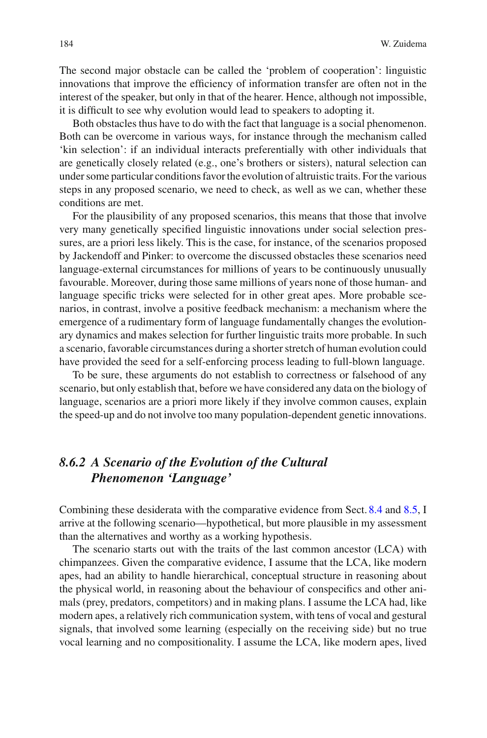The second major obstacle can be called the 'problem of cooperation': linguistic innovations that improve the efficiency of information transfer are often not in the interest of the speaker, but only in that of the hearer. Hence, although not impossible, it is difficult to see why evolution would lead to speakers to adopting it.

Both obstacles thus have to do with the fact that language is a social phenomenon. Both can be overcome in various ways, for instance through the mechanism called 'kin selection': if an individual interacts preferentially with other individuals that are genetically closely related (e.g., one's brothers or sisters), natural selection can under some particular conditions favor the evolution of altruistic traits. For the various steps in any proposed scenario, we need to check, as well as we can, whether these conditions are met.

For the plausibility of any proposed scenarios, this means that those that involve very many genetically specified linguistic innovations under social selection pressures, are a priori less likely. This is the case, for instance, of the scenarios proposed by Jackendoff and Pinker: to overcome the discussed obstacles these scenarios need language-external circumstances for millions of years to be continuously unusually favourable. Moreover, during those same millions of years none of those human- and language specific tricks were selected for in other great apes. More probable scenarios, in contrast, involve a positive feedback mechanism: a mechanism where the emergence of a rudimentary form of language fundamentally changes the evolutionary dynamics and makes selection for further linguistic traits more probable. In such a scenario, favorable circumstances during a shorter stretch of human evolution could have provided the seed for a self-enforcing process leading to full-blown language.

To be sure, these arguments do not establish to correctness or falsehood of any scenario, but only establish that, before we have considered any data on the biology of language, scenarios are a priori more likely if they involve common causes, explain the speed-up and do not involve too many population-dependent genetic innovations.

### *8.6.2 A Scenario of the Evolution of the Cultural Phenomenon 'Language'*

Combining these desiderata with the comparative evidence from Sect. 8.4 and 8.5, I arrive at the following scenario—hypothetical, but more plausible in my assessment than the alternatives and worthy as a working hypothesis.

The scenario starts out with the traits of the last common ancestor (LCA) with chimpanzees. Given the comparative evidence, I assume that the LCA, like modern apes, had an ability to handle hierarchical, conceptual structure in reasoning about the physical world, in reasoning about the behaviour of conspecifics and other animals (prey, predators, competitors) and in making plans. I assume the LCA had, like modern apes, a relatively rich communication system, with tens of vocal and gestural signals, that involved some learning (especially on the receiving side) but no true vocal learning and no compositionality. I assume the LCA, like modern apes, lived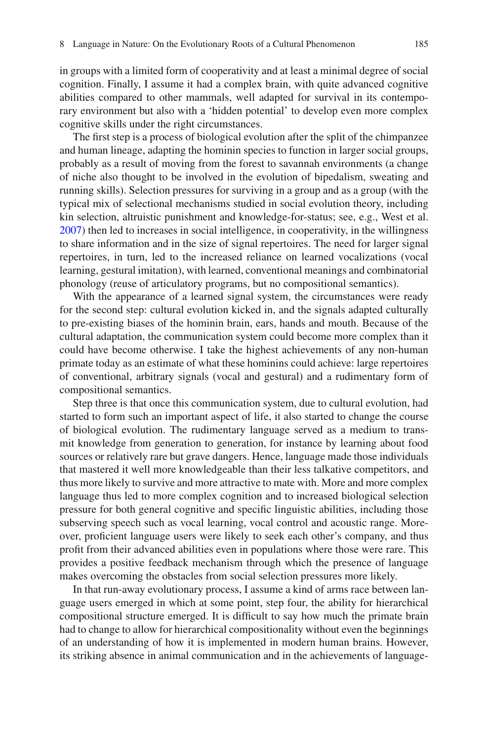in groups with a limited form of cooperativity and at least a minimal degree of social cognition. Finally, I assume it had a complex brain, with quite advanced cognitive abilities compared to other mammals, well adapted for survival in its contemporary environment but also with a 'hidden potential' to develop even more complex cognitive skills under the right circumstances.

The first step is a process of biological evolution after the split of the chimpanzee and human lineage, adapting the hominin species to function in larger social groups, probably as a result of moving from the forest to savannah environments (a change of niche also thought to be involved in the evolution of bipedalism, sweating and running skills). Selection pressures for surviving in a group and as a group (with the typical mix of selectional mechanisms studied in social evolution theory, including kin selection, altruistic punishment and knowledge-for-status; see, e.g., West et al. 2007) then led to increases in social intelligence, in cooperativity, in the willingness to share information and in the size of signal repertoires. The need for larger signal repertoires, in turn, led to the increased reliance on learned vocalizations (vocal learning, gestural imitation), with learned, conventional meanings and combinatorial phonology (reuse of articulatory programs, but no compositional semantics).

With the appearance of a learned signal system, the circumstances were ready for the second step: cultural evolution kicked in, and the signals adapted culturally to pre-existing biases of the hominin brain, ears, hands and mouth. Because of the cultural adaptation, the communication system could become more complex than it could have become otherwise. I take the highest achievements of any non-human primate today as an estimate of what these hominins could achieve: large repertoires of conventional, arbitrary signals (vocal and gestural) and a rudimentary form of compositional semantics.

Step three is that once this communication system, due to cultural evolution, had started to form such an important aspect of life, it also started to change the course of biological evolution. The rudimentary language served as a medium to transmit knowledge from generation to generation, for instance by learning about food sources or relatively rare but grave dangers. Hence, language made those individuals that mastered it well more knowledgeable than their less talkative competitors, and thus more likely to survive and more attractive to mate with. More and more complex language thus led to more complex cognition and to increased biological selection pressure for both general cognitive and specific linguistic abilities, including those subserving speech such as vocal learning, vocal control and acoustic range. Moreover, proficient language users were likely to seek each other's company, and thus profit from their advanced abilities even in populations where those were rare. This provides a positive feedback mechanism through which the presence of language makes overcoming the obstacles from social selection pressures more likely.

In that run-away evolutionary process, I assume a kind of arms race between language users emerged in which at some point, step four, the ability for hierarchical compositional structure emerged. It is difficult to say how much the primate brain had to change to allow for hierarchical compositionality without even the beginnings of an understanding of how it is implemented in modern human brains. However, its striking absence in animal communication and in the achievements of language-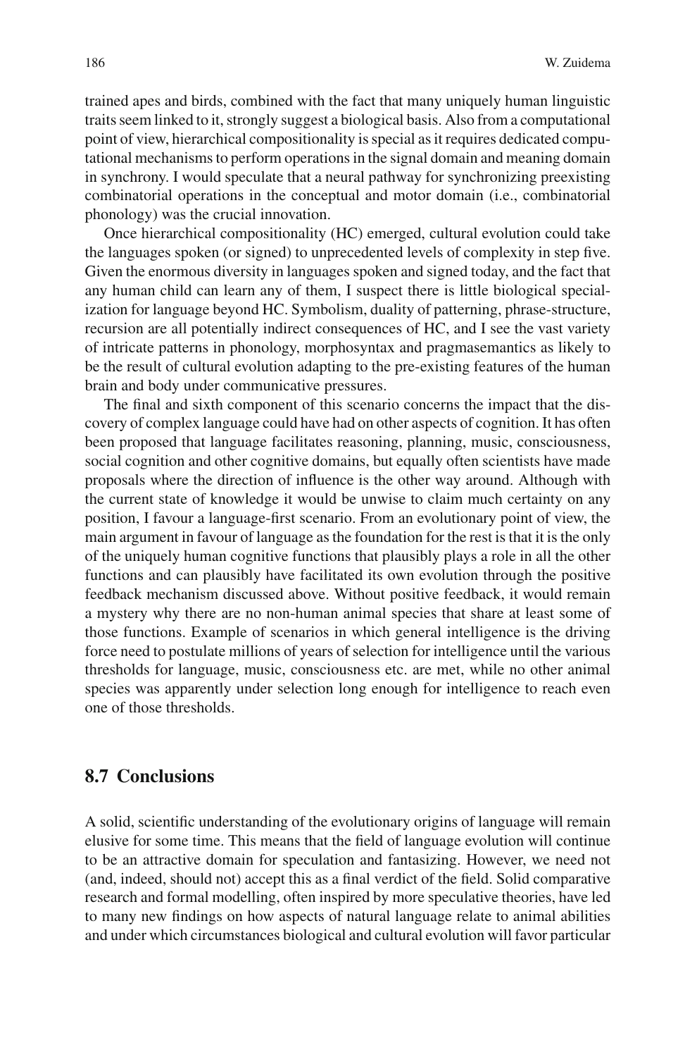trained apes and birds, combined with the fact that many uniquely human linguistic traits seem linked to it, strongly suggest a biological basis. Also from a computational point of view, hierarchical compositionality is special as it requires dedicated computational mechanisms to perform operations in the signal domain and meaning domain in synchrony. I would speculate that a neural pathway for synchronizing preexisting combinatorial operations in the conceptual and motor domain (i.e., combinatorial phonology) was the crucial innovation.

Once hierarchical compositionality (HC) emerged, cultural evolution could take the languages spoken (or signed) to unprecedented levels of complexity in step five. Given the enormous diversity in languages spoken and signed today, and the fact that any human child can learn any of them, I suspect there is little biological specialization for language beyond HC. Symbolism, duality of patterning, phrase-structure, recursion are all potentially indirect consequences of HC, and I see the vast variety of intricate patterns in phonology, morphosyntax and pragmasemantics as likely to be the result of cultural evolution adapting to the pre-existing features of the human brain and body under communicative pressures.

The final and sixth component of this scenario concerns the impact that the discovery of complex language could have had on other aspects of cognition. It has often been proposed that language facilitates reasoning, planning, music, consciousness, social cognition and other cognitive domains, but equally often scientists have made proposals where the direction of influence is the other way around. Although with the current state of knowledge it would be unwise to claim much certainty on any position, I favour a language-first scenario. From an evolutionary point of view, the main argument in favour of language as the foundation for the rest is that it is the only of the uniquely human cognitive functions that plausibly plays a role in all the other functions and can plausibly have facilitated its own evolution through the positive feedback mechanism discussed above. Without positive feedback, it would remain a mystery why there are no non-human animal species that share at least some of those functions. Example of scenarios in which general intelligence is the driving force need to postulate millions of years of selection for intelligence until the various thresholds for language, music, consciousness etc. are met, while no other animal species was apparently under selection long enough for intelligence to reach even one of those thresholds.

## 8.7 Conclusions

A solid, scientific understanding of the evolutionary origins of language will remain elusive for some time. This means that the field of language evolution will continue to be an attractive domain for speculation and fantasizing. However, we need not (and, indeed, should not) accept this as a final verdict of the field. Solid comparative research and formal modelling, often inspired by more speculative theories, have led to many new findings on how aspects of natural language relate to animal abilities and under which circumstances biological and cultural evolution will favor particular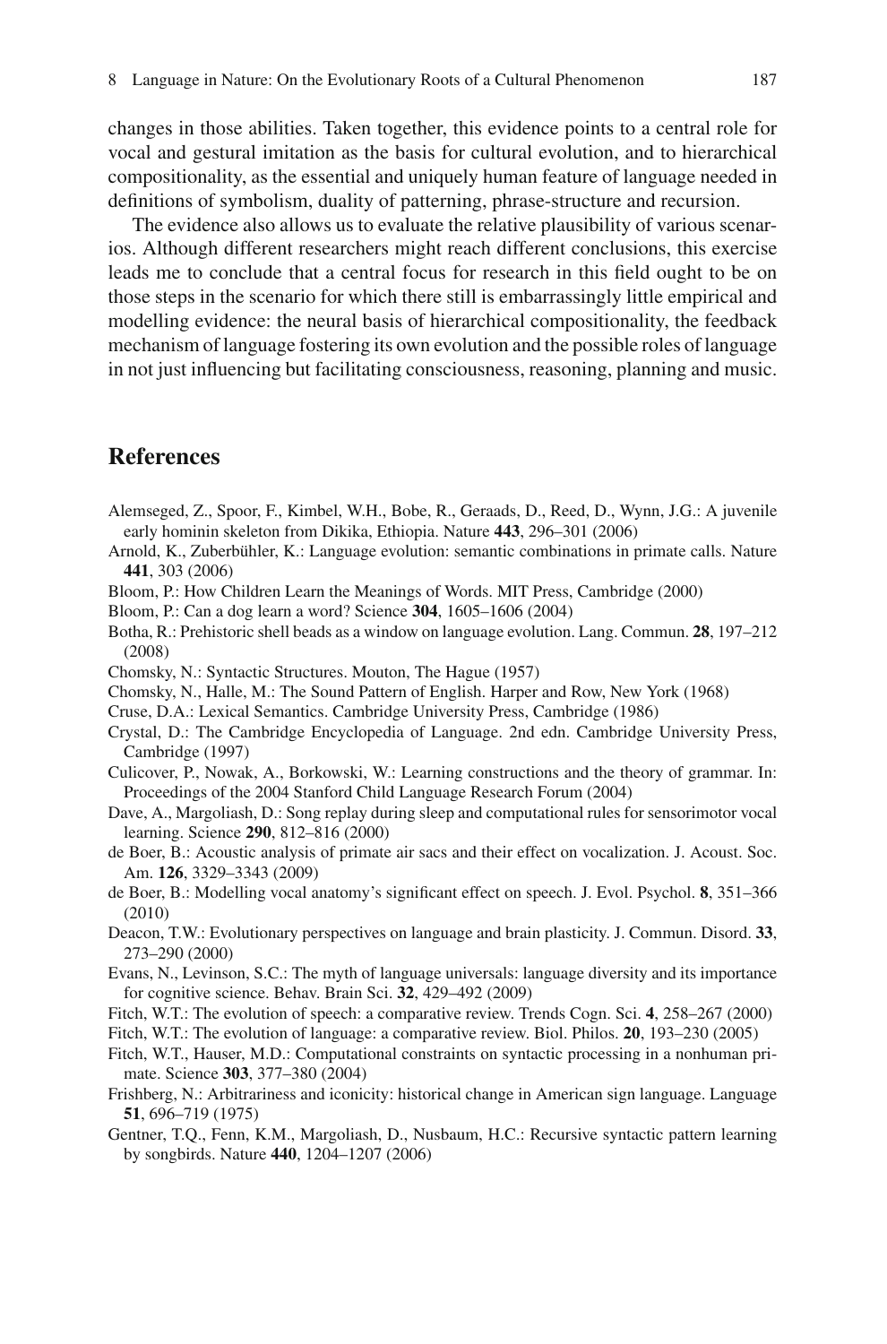changes in those abilities. Taken together, this evidence points to a central role for vocal and gestural imitation as the basis for cultural evolution, and to hierarchical compositionality, as the essential and uniquely human feature of language needed in definitions of symbolism, duality of patterning, phrase-structure and recursion.

The evidence also allows us to evaluate the relative plausibility of various scenarios. Although different researchers might reach different conclusions, this exercise leads me to conclude that a central focus for research in this field ought to be on those steps in the scenario for which there still is embarrassingly little empirical and modelling evidence: the neural basis of hierarchical compositionality, the feedback mechanism of language fostering its own evolution and the possible roles of language in not just influencing but facilitating consciousness, reasoning, planning and music.

## References

Alemseged, Z., Spoor, F., Kimbel, W.H., Bobe, R., Geraads, D., Reed, D., Wynn, J.G.: A juvenile early hominin skeleton from Dikika, Ethiopia. Nature **443**, 296–301 (2006)

Arnold, K., Zuberbühler, K.: Language evolution: semantic combinations in primate calls. Nature **441**, 303 (2006)

Bloom, P.: How Children Learn the Meanings of Words. MIT Press, Cambridge (2000)

Bloom, P.: Can a dog learn a word? Science **304**, 1605–1606 (2004)

Botha, R.: Prehistoric shell beads as a window on language evolution. Lang. Commun. **28**, 197–212 (2008)

Chomsky, N.: Syntactic Structures. Mouton, The Hague (1957)

Chomsky, N., Halle, M.: The Sound Pattern of English. Harper and Row, New York (1968)

Cruse, D.A.: Lexical Semantics. Cambridge University Press, Cambridge (1986)

Crystal, D.: The Cambridge Encyclopedia of Language. 2nd edn. Cambridge University Press, Cambridge (1997)

Culicover, P., Nowak, A., Borkowski, W.: Learning constructions and the theory of grammar. In: Proceedings of the 2004 Stanford Child Language Research Forum (2004)

Dave, A., Margoliash, D.: Song replay during sleep and computational rules for sensorimotor vocal learning. Science **290**, 812–816 (2000)

de Boer, B.: Acoustic analysis of primate air sacs and their effect on vocalization. J. Acoust. Soc. Am. **126**, 3329–3343 (2009)

de Boer, B.: Modelling vocal anatomy's significant effect on speech. J. Evol. Psychol. **8**, 351–366 (2010)

Deacon, T.W.: Evolutionary perspectives on language and brain plasticity. J. Commun. Disord. **33**, 273–290 (2000)

Evans, N., Levinson, S.C.: The myth of language universals: language diversity and its importance for cognitive science. Behav. Brain Sci. **32**, 429–492 (2009)

Fitch, W.T.: The evolution of speech: a comparative review. Trends Cogn. Sci. **4**, 258–267 (2000)

Fitch, W.T.: The evolution of language: a comparative review. Biol. Philos. **20**, 193–230 (2005)

Fitch, W.T., Hauser, M.D.: Computational constraints on syntactic processing in a nonhuman primate. Science **303**, 377–380 (2004)

Frishberg, N.: Arbitrariness and iconicity: historical change in American sign language. Language **51**, 696–719 (1975)

Gentner, T.Q., Fenn, K.M., Margoliash, D., Nusbaum, H.C.: Recursive syntactic pattern learning by songbirds. Nature **440**, 1204–1207 (2006)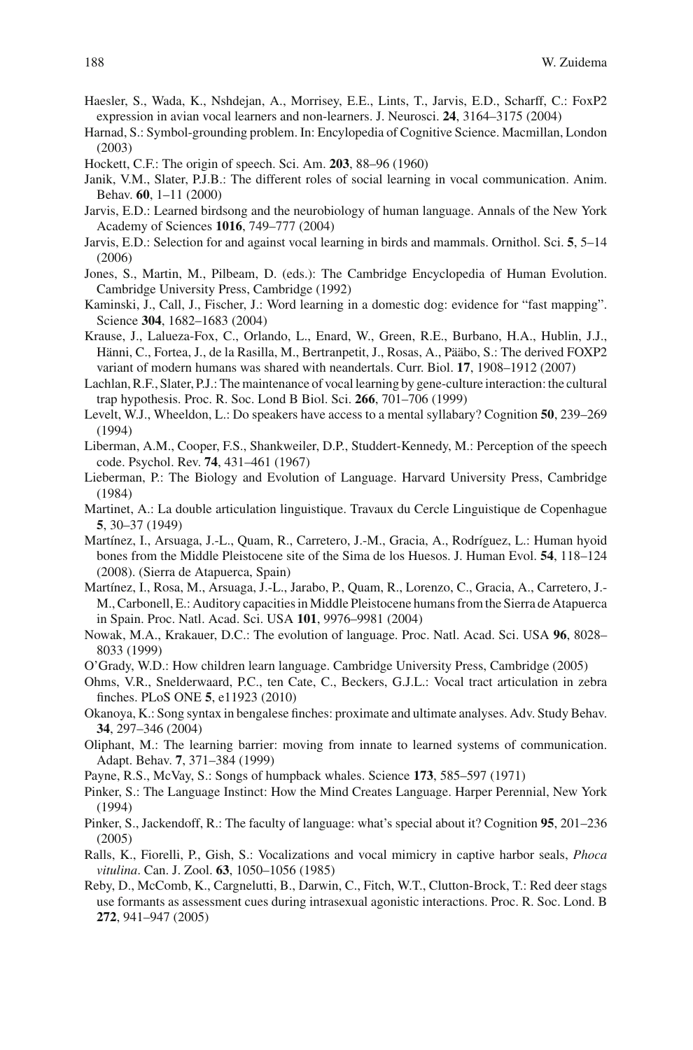Haesler, S., Wada, K., Nshdejan, A., Morrisey, E.E., Lints, T., Jarvis, E.D., Scharff, C.: FoxP2 expression in avian vocal learners and non-learners. J. Neurosci. **24**, 3164–3175 (2004)

Harnad, S.: Symbol-grounding problem. In: Encylopedia of Cognitive Science. Macmillan, London (2003)

Hockett, C.F.: The origin of speech. Sci. Am. **203**, 88–96 (1960)

Janik, V.M., Slater, P.J.B.: The different roles of social learning in vocal communication. Anim. Behav. **60**, 1–11 (2000)

Jarvis, E.D.: Learned birdsong and the neurobiology of human language. Annals of the New York Academy of Sciences **1016**, 749–777 (2004)

Jarvis, E.D.: Selection for and against vocal learning in birds and mammals. Ornithol. Sci. **5**, 5–14 (2006)

Jones, S., Martin, M., Pilbeam, D. (eds.): The Cambridge Encyclopedia of Human Evolution. Cambridge University Press, Cambridge (1992)

Kaminski, J., Call, J., Fischer, J.: Word learning in a domestic dog: evidence for "fast mapping". Science **304**, 1682–1683 (2004)

Krause, J., Lalueza-Fox, C., Orlando, L., Enard, W., Green, R.E., Burbano, H.A., Hublin, J.J., Hänni, C., Fortea, J., de la Rasilla, M., Bertranpetit, J., Rosas, A., Pääbo, S.: The derived FOXP2 variant of modern humans was shared with neandertals. Curr. Biol. **17**, 1908–1912 (2007)

Lachlan, R.F., Slater, P.J.: The maintenance of vocal learning by gene-culture interaction: the cultural trap hypothesis. Proc. R. Soc. Lond B Biol. Sci. **266**, 701–706 (1999)

Levelt, W.J., Wheeldon, L.: Do speakers have access to a mental syllabary? Cognition **50**, 239–269 (1994)

Liberman, A.M., Cooper, F.S., Shankweiler, D.P., Studdert-Kennedy, M.: Perception of the speech code. Psychol. Rev. **74**, 431–461 (1967)

Lieberman, P.: The Biology and Evolution of Language. Harvard University Press, Cambridge (1984)

Martinet, A.: La double articulation linguistique. Travaux du Cercle Linguistique de Copenhague **5**, 30–37 (1949)

Martínez, I., Arsuaga, J.-L., Quam, R., Carretero, J.-M., Gracia, A., Rodríguez, L.: Human hyoid bones from the Middle Pleistocene site of the Sima de los Huesos. J. Human Evol. **54**, 118–124 (2008). (Sierra de Atapuerca, Spain)

Martínez, I., Rosa, M., Arsuaga, J.-L., Jarabo, P., Quam, R., Lorenzo, C., Gracia, A., Carretero, J.-M., Carbonell, E.: Auditory capacities in Middle Pleistocene humans from the Sierra de Atapuerca in Spain. Proc. Natl. Acad. Sci. USA **101**, 9976–9981 (2004)

Nowak, M.A., Krakauer, D.C.: The evolution of language. Proc. Natl. Acad. Sci. USA **96**, 8028–8033 (1999)

O'Grady, W.D.: How children learn language. Cambridge University Press, Cambridge (2005)

Ohms, V.R., Snelderwaard, P.C., ten Cate, C., Beckers, G.J.L.: Vocal tract articulation in zebra finches. PLoS ONE **5**, e11923 (2010)

Okanoya, K.: Song syntax in bengalese finches: proximate and ultimate analyses. Adv. Study Behav. **34**, 297–346 (2004)

Oliphant, M.: The learning barrier: moving from innate to learned systems of communication. Adapt. Behav. **7**, 371–384 (1999)

Payne, R.S., McVay, S.: Songs of humpback whales. Science **173**, 585–597 (1971)

Pinker, S.: The Language Instinct: How the Mind Creates Language. Harper Perennial, New York (1994)

Pinker, S., Jackendoff, R.: The faculty of language: what's special about it? Cognition **95**, 201–236 (2005)

Ralls, K., Fiorelli, P., Gish, S.: Vocalizations and vocal mimicry in captive harbor seals, *Phoca vitulina*. Can. J. Zool. **63**, 1050–1056 (1985)

Reby, D., McComb, K., Cargnelutti, B., Darwin, C., Fitch, W.T., Clutton-Brock, T.: Red deer stags use formants as assessment cues during intrasexual agonistic interactions. Proc. R. Soc. Lond. B **272**, 941–947 (2005)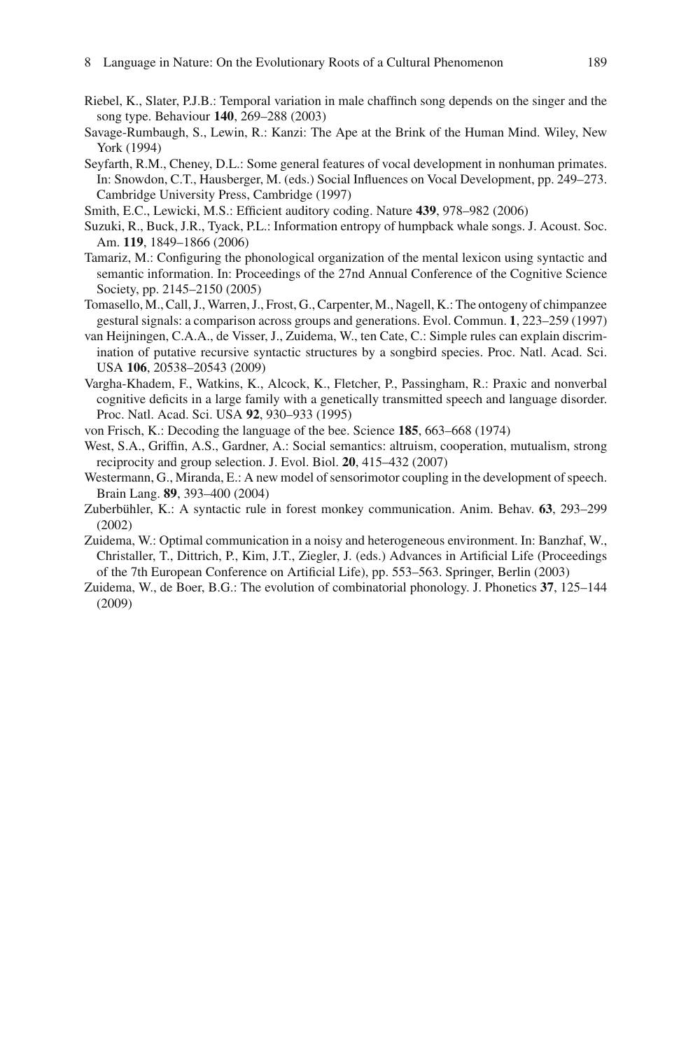Riebel, K., Slater, P.J.B.: Temporal variation in male chaffinch song depends on the singer and the song type. Behaviour **140**, 269–288 (2003)

Savage-Rumbaugh, S., Lewin, R.: Kanzi: The Ape at the Brink of the Human Mind. Wiley, New York (1994)

Seyfarth, R.M., Cheney, D.L.: Some general features of vocal development in nonhuman primates. In: Snowdon, C.T., Hausberger, M. (eds.) Social Influences on Vocal Development, pp. 249–273. Cambridge University Press, Cambridge (1997)

Smith, E.C., Lewicki, M.S.: Efficient auditory coding. Nature **439**, 978–982 (2006)

Suzuki, R., Buck, J.R., Tyack, P.L.: Information entropy of humpback whale songs. J. Acoust. Soc. Am. **119**, 1849–1866 (2006)

Tamariz, M.: Configuring the phonological organization of the mental lexicon using syntactic and semantic information. In: Proceedings of the 27nd Annual Conference of the Cognitive Science Society, pp. 2145–2150 (2005)

Tomasello, M., Call, J., Warren, J., Frost, G., Carpenter, M., Nagell, K.: The ontogeny of chimpanzee gestural signals: a comparison across groups and generations. Evol. Commun. **1**, 223–259 (1997)

van Heijningen, C.A.A., de Visser, J., Zuidema, W., ten Cate, C.: Simple rules can explain discrimination of putative recursive syntactic structures by a songbird species. Proc. Natl. Acad. Sci. USA **106**, 20538–20543 (2009)

Vargha-Khadem, F., Watkins, K., Alcock, K., Fletcher, P., Passingham, R.: Praxic and nonverbal cognitive deficits in a large family with a genetically transmitted speech and language disorder. Proc. Natl. Acad. Sci. USA **92**, 930–933 (1995)

von Frisch, K.: Decoding the language of the bee. Science **185**, 663–668 (1974)

West, S.A., Griffin, A.S., Gardner, A.: Social semantics: altruism, cooperation, mutualism, strong reciprocity and group selection. J. Evol. Biol. **20**, 415–432 (2007)

Westermann, G., Miranda, E.: A new model of sensorimotor coupling in the development of speech. Brain Lang. **89**, 393–400 (2004)

Zuberbühler, K.: A syntactic rule in forest monkey communication. Anim. Behav. **63**, 293–299 (2002)

Zuidema, W.: Optimal communication in a noisy and heterogeneous environment. In: Banzhaf, W., Christaller, T., Dittrich, P., Kim, J.T., Ziegler, J. (eds.) Advances in Artificial Life (Proceedings of the 7th European Conference on Artificial Life), pp. 553–563. Springer, Berlin (2003)

Zuidema, W., de Boer, B.G.: The evolution of combinatorial phonology. J. Phonetics **37**, 125–144 (2009)